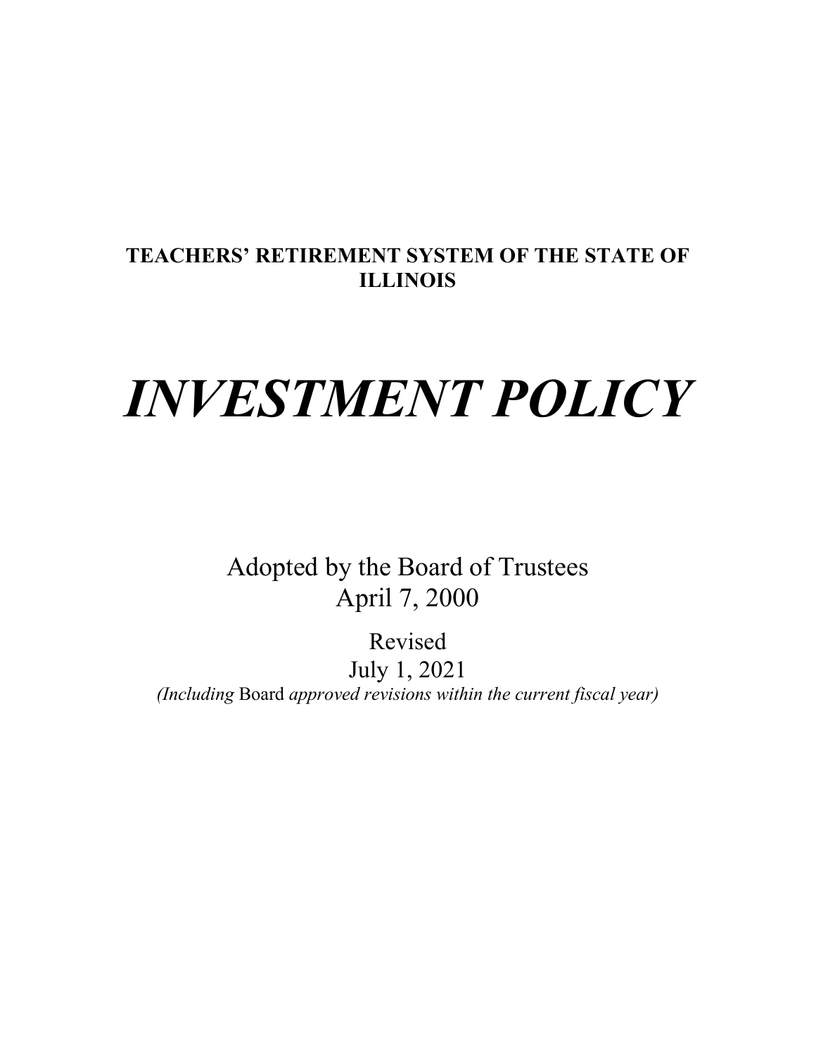**TEACHERS' RETIREMENT SYSTEM OF THE STATE OF ILLINOIS**

# ***INVESTMENT POLICY***

Adopted by the Board of Trustees
April 7, 2000

Revised
July 1, 2021
*(Including* Board *approved revisions within the current fiscal year)*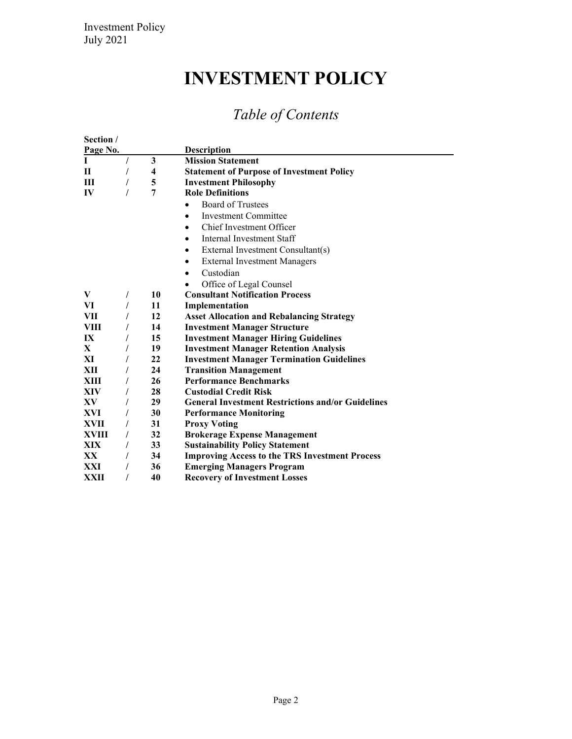# INVESTMENT POLICY

## *Table of Contents*

| Section / Page No. | | | Description |
|---|---|---|---|
| **I** | / | **3** | **Mission Statement** |
| **II** | / | **4** | **Statement of Purpose of Investment Policy** |
| **III** | / | **5** | **Investment Philosophy** |
| **IV** | / | **7** | **Role Definitions**<br>• Board of Trustees<br>• Investment Committee<br>• Chief Investment Officer<br>• Internal Investment Staff<br>• External Investment Consultant(s)<br>• External Investment Managers<br>• Custodian<br>• Office of Legal Counsel |
| **V** | / | **10** | **Consultant Notification Process** |
| **VI** | / | **11** | **Implementation** |
| **VII** | / | **12** | **Asset Allocation and Rebalancing Strategy** |
| **VIII** | / | **14** | **Investment Manager Structure** |
| **IX** | / | **15** | **Investment Manager Hiring Guidelines** |
| **X** | / | **19** | **Investment Manager Retention Analysis** |
| **XI** | / | **22** | **Investment Manager Termination Guidelines** |
| **XII** | / | **24** | **Transition Management** |
| **XIII** | / | **26** | **Performance Benchmarks** |
| **XIV** | / | **28** | **Custodial Credit Risk** |
| **XV** | / | **29** | **General Investment Restrictions and/or Guidelines** |
| **XVI** | / | **30** | **Performance Monitoring** |
| **XVII** | / | **31** | **Proxy Voting** |
| **XVIII** | / | **32** | **Brokerage Expense Management** |
| **XIX** | / | **33** | **Sustainability Policy Statement** |
| **XX** | / | **34** | **Improving Access to the TRS Investment Process** |
| **XXI** | / | **36** | **Emerging Managers Program** |
| **XXII** | / | **40** | **Recovery of Investment Losses** |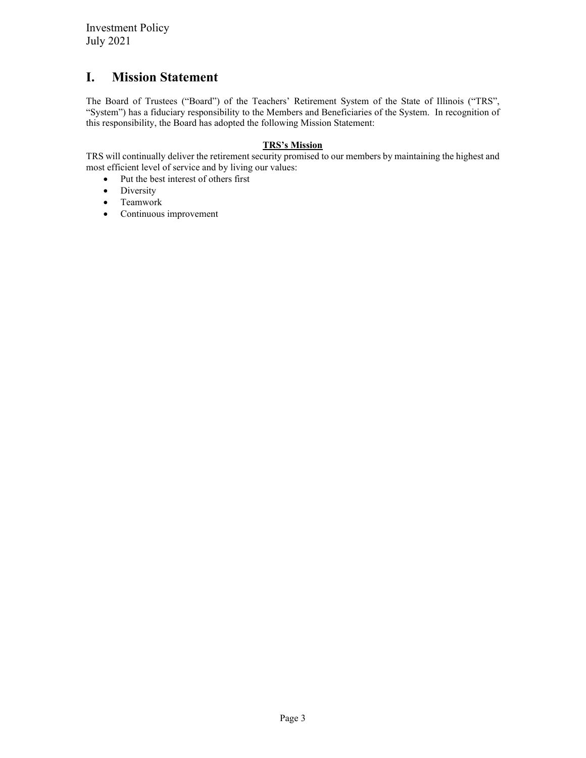# I. Mission Statement

The Board of Trustees ("Board") of the Teachers' Retirement System of the State of Illinois ("TRS", "System") has a fiduciary responsibility to the Members and Beneficiaries of the System. In recognition of this responsibility, the Board has adopted the following Mission Statement:

**TRS's Mission**

TRS will continually deliver the retirement security promised to our members by maintaining the highest and most efficient level of service and by living our values:

- Put the best interest of others first
- Diversity
- Teamwork
- Continuous improvement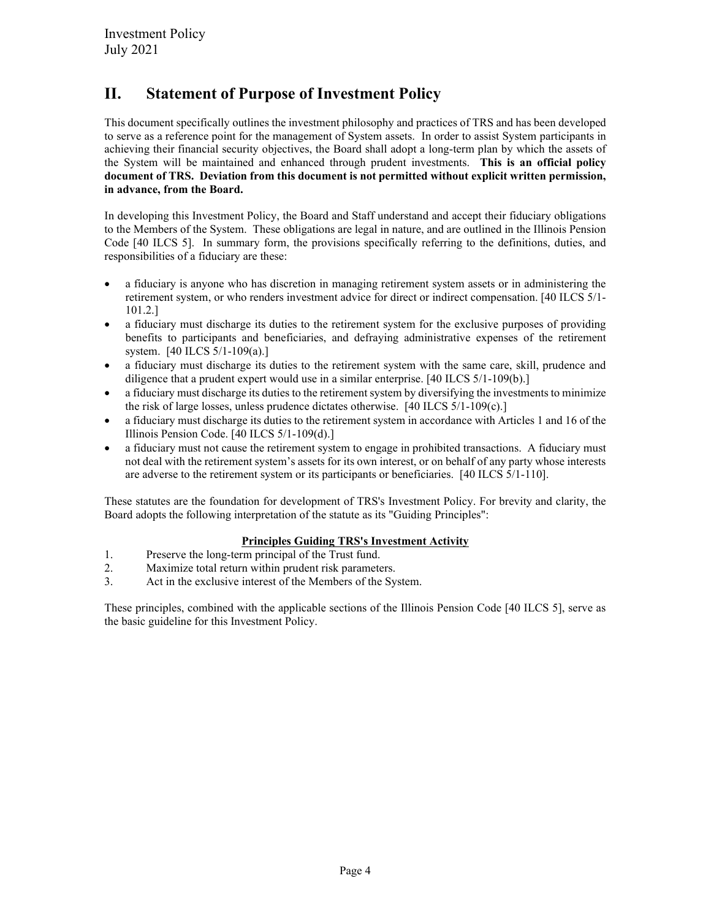## II. Statement of Purpose of Investment Policy

This document specifically outlines the investment philosophy and practices of TRS and has been developed to serve as a reference point for the management of System assets. In order to assist System participants in achieving their financial security objectives, the Board shall adopt a long-term plan by which the assets of the System will be maintained and enhanced through prudent investments. **This is an official policy document of TRS. Deviation from this document is not permitted without explicit written permission, in advance, from the Board.**

In developing this Investment Policy, the Board and Staff understand and accept their fiduciary obligations to the Members of the System. These obligations are legal in nature, and are outlined in the Illinois Pension Code [40 ILCS 5]. In summary form, the provisions specifically referring to the definitions, duties, and responsibilities of a fiduciary are these:

- a fiduciary is anyone who has discretion in managing retirement system assets or in administering the retirement system, or who renders investment advice for direct or indirect compensation. [40 ILCS 5/1-101.2.]
- a fiduciary must discharge its duties to the retirement system for the exclusive purposes of providing benefits to participants and beneficiaries, and defraying administrative expenses of the retirement system. [40 ILCS 5/1-109(a).]
- a fiduciary must discharge its duties to the retirement system with the same care, skill, prudence and diligence that a prudent expert would use in a similar enterprise. [40 ILCS 5/1-109(b).]
- a fiduciary must discharge its duties to the retirement system by diversifying the investments to minimize the risk of large losses, unless prudence dictates otherwise. [40 ILCS 5/1-109(c).]
- a fiduciary must discharge its duties to the retirement system in accordance with Articles 1 and 16 of the Illinois Pension Code. [40 ILCS 5/1-109(d).]
- a fiduciary must not cause the retirement system to engage in prohibited transactions. A fiduciary must not deal with the retirement system's assets for its own interest, or on behalf of any party whose interests are adverse to the retirement system or its participants or beneficiaries. [40 ILCS 5/1-110].

These statutes are the foundation for development of TRS's Investment Policy. For brevity and clarity, the Board adopts the following interpretation of the statute as its "Guiding Principles":

**Principles Guiding TRS's Investment Activity**

1. Preserve the long-term principal of the Trust fund.
2. Maximize total return within prudent risk parameters.
3. Act in the exclusive interest of the Members of the System.

These principles, combined with the applicable sections of the Illinois Pension Code [40 ILCS 5], serve as the basic guideline for this Investment Policy.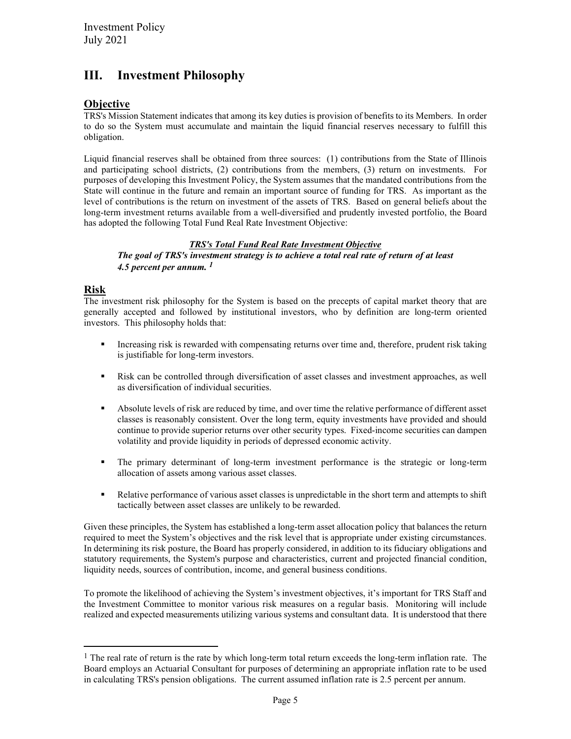# III. Investment Philosophy

## Objective

TRS's Mission Statement indicates that among its key duties is provision of benefits to its Members. In order to do so the System must accumulate and maintain the liquid financial reserves necessary to fulfill this obligation.

Liquid financial reserves shall be obtained from three sources: (1) contributions from the State of Illinois and participating school districts, (2) contributions from the members, (3) return on investments. For purposes of developing this Investment Policy, the System assumes that the mandated contributions from the State will continue in the future and remain an important source of funding for TRS. As important as the level of contributions is the return on investment of the assets of TRS. Based on general beliefs about the long-term investment returns available from a well-diversified and prudently invested portfolio, the Board has adopted the following Total Fund Real Rate Investment Objective:

***TRS's Total Fund Real Rate Investment Objective***

***The goal of TRS's investment strategy is to achieve a total real rate of return of at least 4.5 percent per annum.*** [1]

## Risk

The investment risk philosophy for the System is based on the precepts of capital market theory that are generally accepted and followed by institutional investors, who by definition are long-term oriented investors. This philosophy holds that:

- Increasing risk is rewarded with compensating returns over time and, therefore, prudent risk taking is justifiable for long-term investors.
- Risk can be controlled through diversification of asset classes and investment approaches, as well as diversification of individual securities.
- Absolute levels of risk are reduced by time, and over time the relative performance of different asset classes is reasonably consistent. Over the long term, equity investments have provided and should continue to provide superior returns over other security types. Fixed-income securities can dampen volatility and provide liquidity in periods of depressed economic activity.
- The primary determinant of long-term investment performance is the strategic or long-term allocation of assets among various asset classes.
- Relative performance of various asset classes is unpredictable in the short term and attempts to shift tactically between asset classes are unlikely to be rewarded.

Given these principles, the System has established a long-term asset allocation policy that balances the return required to meet the System's objectives and the risk level that is appropriate under existing circumstances. In determining its risk posture, the Board has properly considered, in addition to its fiduciary obligations and statutory requirements, the System's purpose and characteristics, current and projected financial condition, liquidity needs, sources of contribution, income, and general business conditions.

To promote the likelihood of achieving the System's investment objectives, it's important for TRS Staff and the Investment Committee to monitor various risk measures on a regular basis. Monitoring will include realized and expected measurements utilizing various systems and consultant data. It is understood that there

---

[1] The real rate of return is the rate by which long-term total return exceeds the long-term inflation rate. The Board employs an Actuarial Consultant for purposes of determining an appropriate inflation rate to be used in calculating TRS's pension obligations. The current assumed inflation rate is 2.5 percent per annum.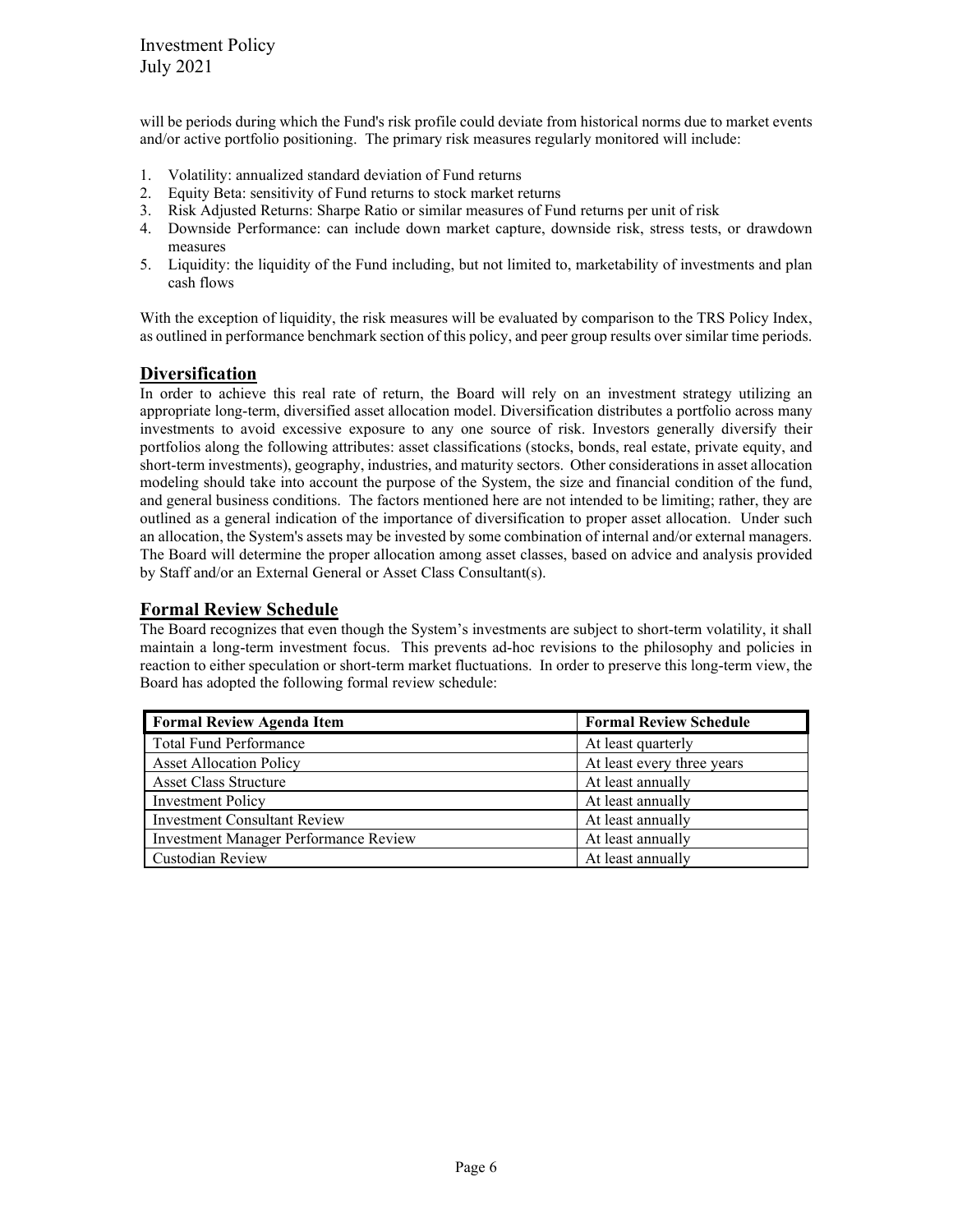will be periods during which the Fund's risk profile could deviate from historical norms due to market events and/or active portfolio positioning. The primary risk measures regularly monitored will include:

1. Volatility: annualized standard deviation of Fund returns
2. Equity Beta: sensitivity of Fund returns to stock market returns
3. Risk Adjusted Returns: Sharpe Ratio or similar measures of Fund returns per unit of risk
4. Downside Performance: can include down market capture, downside risk, stress tests, or drawdown measures
5. Liquidity: the liquidity of the Fund including, but not limited to, marketability of investments and plan cash flows

With the exception of liquidity, the risk measures will be evaluated by comparison to the TRS Policy Index, as outlined in performance benchmark section of this policy, and peer group results over similar time periods.

## Diversification

In order to achieve this real rate of return, the Board will rely on an investment strategy utilizing an appropriate long-term, diversified asset allocation model. Diversification distributes a portfolio across many investments to avoid excessive exposure to any one source of risk. Investors generally diversify their portfolios along the following attributes: asset classifications (stocks, bonds, real estate, private equity, and short-term investments), geography, industries, and maturity sectors. Other considerations in asset allocation modeling should take into account the purpose of the System, the size and financial condition of the fund, and general business conditions. The factors mentioned here are not intended to be limiting; rather, they are outlined as a general indication of the importance of diversification to proper asset allocation. Under such an allocation, the System's assets may be invested by some combination of internal and/or external managers. The Board will determine the proper allocation among asset classes, based on advice and analysis provided by Staff and/or an External General or Asset Class Consultant(s).

## Formal Review Schedule

The Board recognizes that even though the System's investments are subject to short-term volatility, it shall maintain a long-term investment focus. This prevents ad-hoc revisions to the philosophy and policies in reaction to either speculation or short-term market fluctuations. In order to preserve this long-term view, the Board has adopted the following formal review schedule:

| Formal Review Agenda Item | Formal Review Schedule |
|---|---|
| Total Fund Performance | At least quarterly |
| Asset Allocation Policy | At least every three years |
| Asset Class Structure | At least annually |
| Investment Policy | At least annually |
| Investment Consultant Review | At least annually |
| Investment Manager Performance Review | At least annually |
| Custodian Review | At least annually |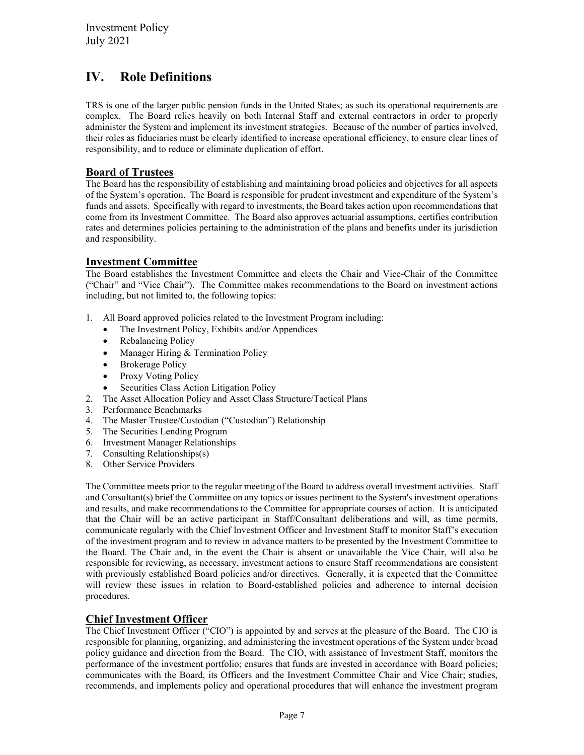# IV. Role Definitions

TRS is one of the larger public pension funds in the United States; as such its operational requirements are complex. The Board relies heavily on both Internal Staff and external contractors in order to properly administer the System and implement its investment strategies. Because of the number of parties involved, their roles as fiduciaries must be clearly identified to increase operational efficiency, to ensure clear lines of responsibility, and to reduce or eliminate duplication of effort.

## Board of Trustees

The Board has the responsibility of establishing and maintaining broad policies and objectives for all aspects of the System's operation. The Board is responsible for prudent investment and expenditure of the System's funds and assets. Specifically with regard to investments, the Board takes action upon recommendations that come from its Investment Committee. The Board also approves actuarial assumptions, certifies contribution rates and determines policies pertaining to the administration of the plans and benefits under its jurisdiction and responsibility.

## Investment Committee

The Board establishes the Investment Committee and elects the Chair and Vice-Chair of the Committee ("Chair" and "Vice Chair"). The Committee makes recommendations to the Board on investment actions including, but not limited to, the following topics:

1. All Board approved policies related to the Investment Program including:
   - The Investment Policy, Exhibits and/or Appendices
   - Rebalancing Policy
   - Manager Hiring & Termination Policy
   - Brokerage Policy
   - Proxy Voting Policy
   - Securities Class Action Litigation Policy
2. The Asset Allocation Policy and Asset Class Structure/Tactical Plans
3. Performance Benchmarks
4. The Master Trustee/Custodian ("Custodian") Relationship
5. The Securities Lending Program
6. Investment Manager Relationships
7. Consulting Relationships(s)
8. Other Service Providers

The Committee meets prior to the regular meeting of the Board to address overall investment activities. Staff and Consultant(s) brief the Committee on any topics or issues pertinent to the System's investment operations and results, and make recommendations to the Committee for appropriate courses of action. It is anticipated that the Chair will be an active participant in Staff/Consultant deliberations and will, as time permits, communicate regularly with the Chief Investment Officer and Investment Staff to monitor Staff's execution of the investment program and to review in advance matters to be presented by the Investment Committee to the Board. The Chair and, in the event the Chair is absent or unavailable the Vice Chair, will also be responsible for reviewing, as necessary, investment actions to ensure Staff recommendations are consistent with previously established Board policies and/or directives. Generally, it is expected that the Committee will review these issues in relation to Board-established policies and adherence to internal decision procedures.

## Chief Investment Officer

The Chief Investment Officer ("CIO") is appointed by and serves at the pleasure of the Board. The CIO is responsible for planning, organizing, and administering the investment operations of the System under broad policy guidance and direction from the Board. The CIO, with assistance of Investment Staff, monitors the performance of the investment portfolio; ensures that funds are invested in accordance with Board policies; communicates with the Board, its Officers and the Investment Committee Chair and Vice Chair; studies, recommends, and implements policy and operational procedures that will enhance the investment program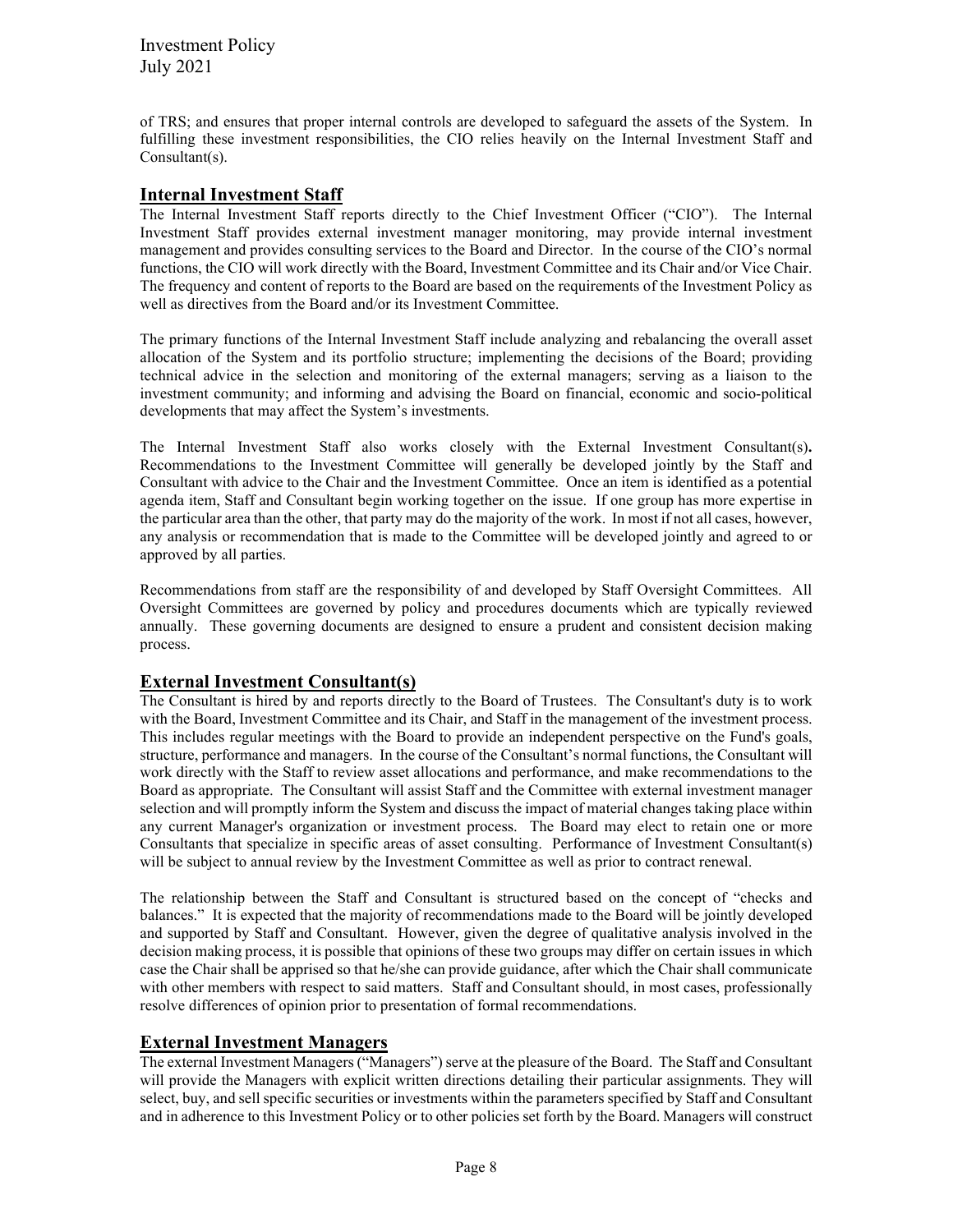of TRS; and ensures that proper internal controls are developed to safeguard the assets of the System. In fulfilling these investment responsibilities, the CIO relies heavily on the Internal Investment Staff and Consultant(s).

## Internal Investment Staff

The Internal Investment Staff reports directly to the Chief Investment Officer ("CIO"). The Internal Investment Staff provides external investment manager monitoring, may provide internal investment management and provides consulting services to the Board and Director. In the course of the CIO's normal functions, the CIO will work directly with the Board, Investment Committee and its Chair and/or Vice Chair. The frequency and content of reports to the Board are based on the requirements of the Investment Policy as well as directives from the Board and/or its Investment Committee.

The primary functions of the Internal Investment Staff include analyzing and rebalancing the overall asset allocation of the System and its portfolio structure; implementing the decisions of the Board; providing technical advice in the selection and monitoring of the external managers; serving as a liaison to the investment community; and informing and advising the Board on financial, economic and socio-political developments that may affect the System's investments.

The Internal Investment Staff also works closely with the External Investment Consultant(s). Recommendations to the Investment Committee will generally be developed jointly by the Staff and Consultant with advice to the Chair and the Investment Committee. Once an item is identified as a potential agenda item, Staff and Consultant begin working together on the issue. If one group has more expertise in the particular area than the other, that party may do the majority of the work. In most if not all cases, however, any analysis or recommendation that is made to the Committee will be developed jointly and agreed to or approved by all parties.

Recommendations from staff are the responsibility of and developed by Staff Oversight Committees. All Oversight Committees are governed by policy and procedures documents which are typically reviewed annually. These governing documents are designed to ensure a prudent and consistent decision making process.

## External Investment Consultant(s)

The Consultant is hired by and reports directly to the Board of Trustees. The Consultant's duty is to work with the Board, Investment Committee and its Chair, and Staff in the management of the investment process. This includes regular meetings with the Board to provide an independent perspective on the Fund's goals, structure, performance and managers. In the course of the Consultant's normal functions, the Consultant will work directly with the Staff to review asset allocations and performance, and make recommendations to the Board as appropriate. The Consultant will assist Staff and the Committee with external investment manager selection and will promptly inform the System and discuss the impact of material changes taking place within any current Manager's organization or investment process. The Board may elect to retain one or more Consultants that specialize in specific areas of asset consulting. Performance of Investment Consultant(s) will be subject to annual review by the Investment Committee as well as prior to contract renewal.

The relationship between the Staff and Consultant is structured based on the concept of "checks and balances." It is expected that the majority of recommendations made to the Board will be jointly developed and supported by Staff and Consultant. However, given the degree of qualitative analysis involved in the decision making process, it is possible that opinions of these two groups may differ on certain issues in which case the Chair shall be apprised so that he/she can provide guidance, after which the Chair shall communicate with other members with respect to said matters. Staff and Consultant should, in most cases, professionally resolve differences of opinion prior to presentation of formal recommendations.

## External Investment Managers

The external Investment Managers ("Managers") serve at the pleasure of the Board. The Staff and Consultant will provide the Managers with explicit written directions detailing their particular assignments. They will select, buy, and sell specific securities or investments within the parameters specified by Staff and Consultant and in adherence to this Investment Policy or to other policies set forth by the Board. Managers will construct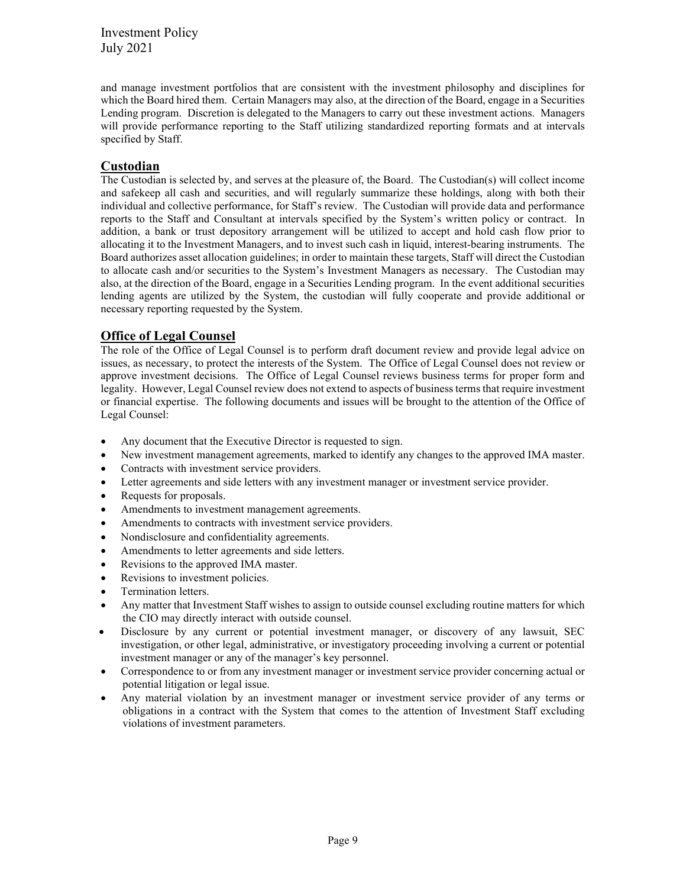and manage investment portfolios that are consistent with the investment philosophy and disciplines for which the Board hired them. Certain Managers may also, at the direction of the Board, engage in a Securities Lending program. Discretion is delegated to the Managers to carry out these investment actions. Managers will provide performance reporting to the Staff utilizing standardized reporting formats and at intervals specified by Staff.

## Custodian

The Custodian is selected by, and serves at the pleasure of, the Board. The Custodian(s) will collect income and safekeep all cash and securities, and will regularly summarize these holdings, along with both their individual and collective performance, for Staff's review. The Custodian will provide data and performance reports to the Staff and Consultant at intervals specified by the System's written policy or contract. In addition, a bank or trust depository arrangement will be utilized to accept and hold cash flow prior to allocating it to the Investment Managers, and to invest such cash in liquid, interest-bearing instruments. The Board authorizes asset allocation guidelines; in order to maintain these targets, Staff will direct the Custodian to allocate cash and/or securities to the System's Investment Managers as necessary. The Custodian may also, at the direction of the Board, engage in a Securities Lending program. In the event additional securities lending agents are utilized by the System, the custodian will fully cooperate and provide additional or necessary reporting requested by the System.

## Office of Legal Counsel

The role of the Office of Legal Counsel is to perform draft document review and provide legal advice on issues, as necessary, to protect the interests of the System. The Office of Legal Counsel does not review or approve investment decisions. The Office of Legal Counsel reviews business terms for proper form and legality. However, Legal Counsel review does not extend to aspects of business terms that require investment or financial expertise. The following documents and issues will be brought to the attention of the Office of Legal Counsel:

- Any document that the Executive Director is requested to sign.
- New investment management agreements, marked to identify any changes to the approved IMA master.
- Contracts with investment service providers.
- Letter agreements and side letters with any investment manager or investment service provider.
- Requests for proposals.
- Amendments to investment management agreements.
- Amendments to contracts with investment service providers.
- Nondisclosure and confidentiality agreements.
- Amendments to letter agreements and side letters.
- Revisions to the approved IMA master.
- Revisions to investment policies.
- Termination letters.
- Any matter that Investment Staff wishes to assign to outside counsel excluding routine matters for which the CIO may directly interact with outside counsel.
- Disclosure by any current or potential investment manager, or discovery of any lawsuit, SEC investigation, or other legal, administrative, or investigatory proceeding involving a current or potential investment manager or any of the manager's key personnel.
- Correspondence to or from any investment manager or investment service provider concerning actual or potential litigation or legal issue.
- Any material violation by an investment manager or investment service provider of any terms or obligations in a contract with the System that comes to the attention of Investment Staff excluding violations of investment parameters.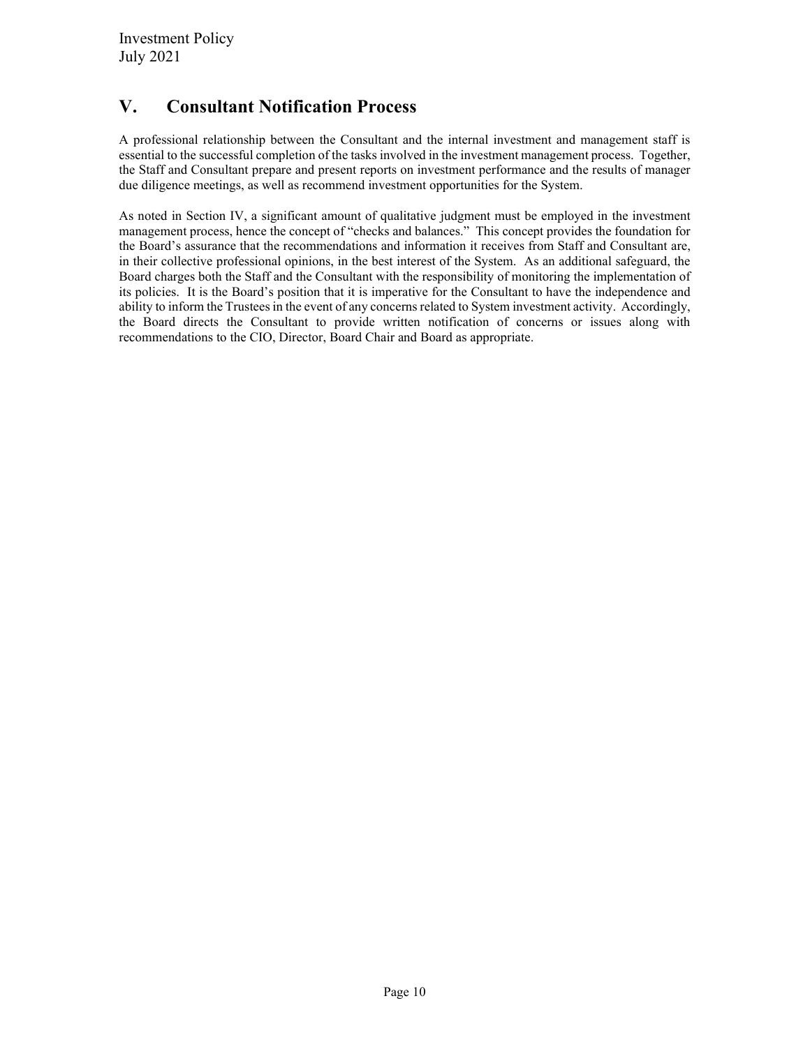## V. Consultant Notification Process

A professional relationship between the Consultant and the internal investment and management staff is essential to the successful completion of the tasks involved in the investment management process. Together, the Staff and Consultant prepare and present reports on investment performance and the results of manager due diligence meetings, as well as recommend investment opportunities for the System.

As noted in Section IV, a significant amount of qualitative judgment must be employed in the investment management process, hence the concept of "checks and balances." This concept provides the foundation for the Board's assurance that the recommendations and information it receives from Staff and Consultant are, in their collective professional opinions, in the best interest of the System. As an additional safeguard, the Board charges both the Staff and the Consultant with the responsibility of monitoring the implementation of its policies. It is the Board's position that it is imperative for the Consultant to have the independence and ability to inform the Trustees in the event of any concerns related to System investment activity. Accordingly, the Board directs the Consultant to provide written notification of concerns or issues along with recommendations to the CIO, Director, Board Chair and Board as appropriate.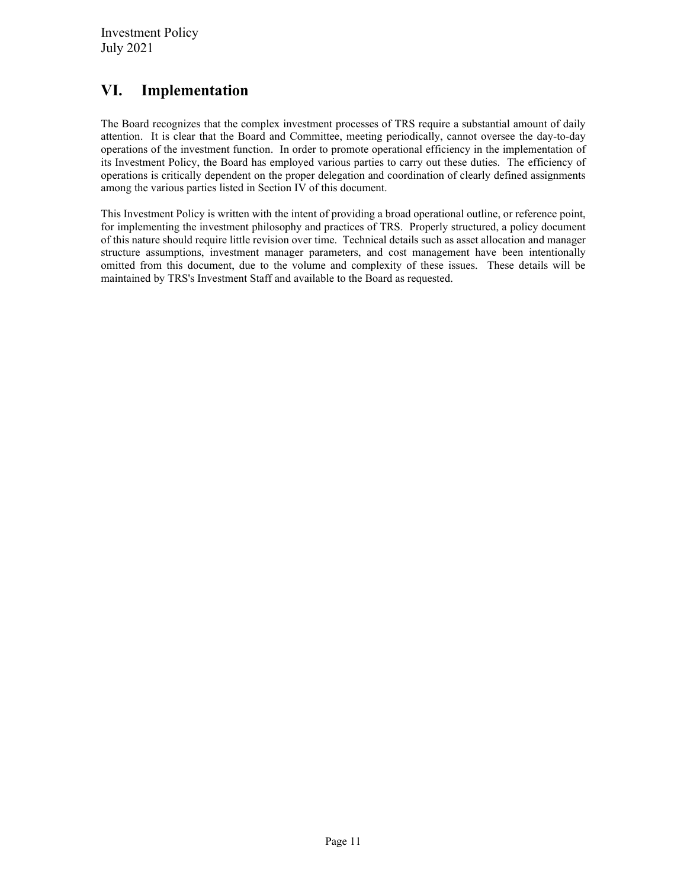## VI. Implementation

The Board recognizes that the complex investment processes of TRS require a substantial amount of daily attention. It is clear that the Board and Committee, meeting periodically, cannot oversee the day-to-day operations of the investment function. In order to promote operational efficiency in the implementation of its Investment Policy, the Board has employed various parties to carry out these duties. The efficiency of operations is critically dependent on the proper delegation and coordination of clearly defined assignments among the various parties listed in Section IV of this document.

This Investment Policy is written with the intent of providing a broad operational outline, or reference point, for implementing the investment philosophy and practices of TRS. Properly structured, a policy document of this nature should require little revision over time. Technical details such as asset allocation and manager structure assumptions, investment manager parameters, and cost management have been intentionally omitted from this document, due to the volume and complexity of these issues. These details will be maintained by TRS's Investment Staff and available to the Board as requested.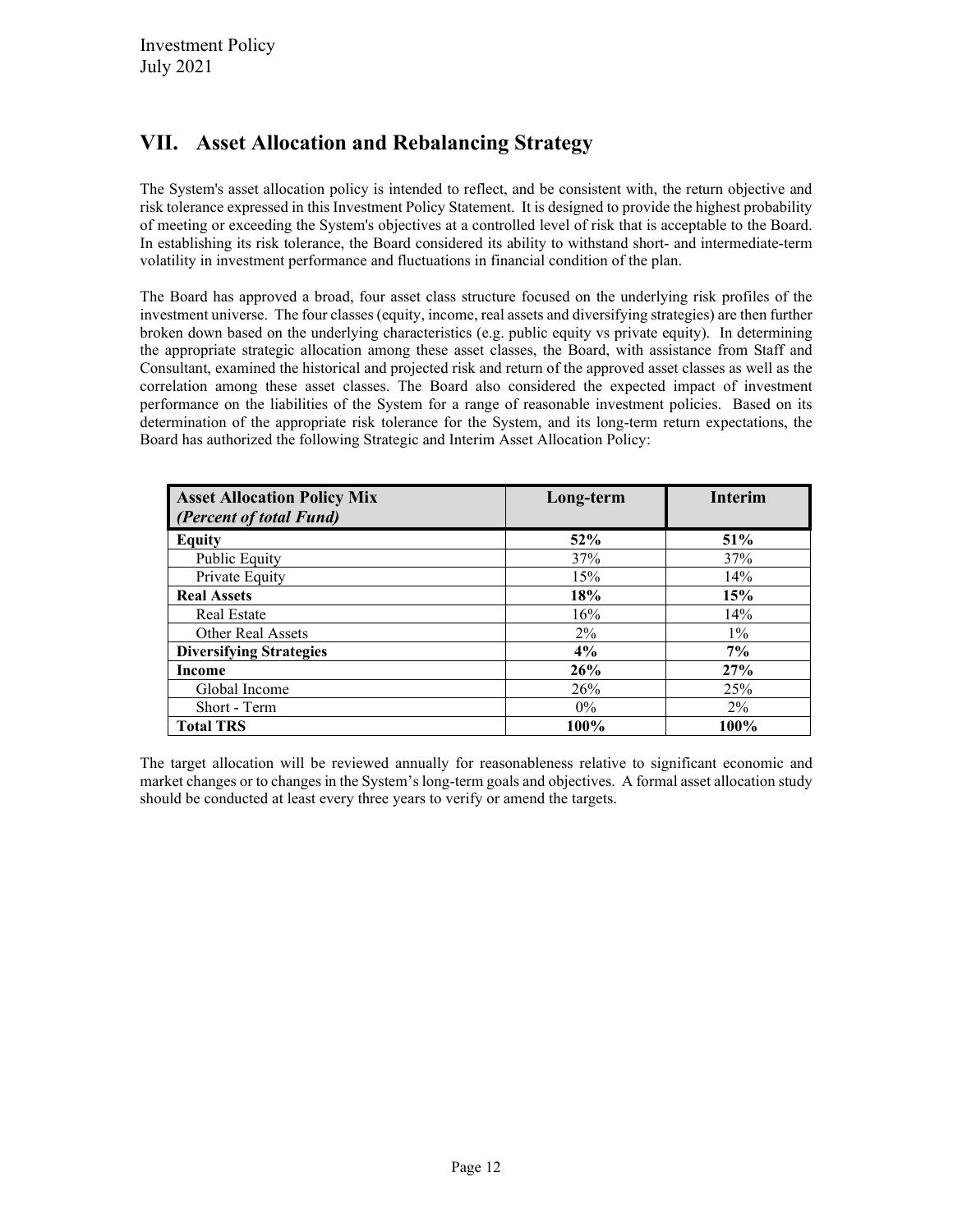## VII. Asset Allocation and Rebalancing Strategy

The System's asset allocation policy is intended to reflect, and be consistent with, the return objective and risk tolerance expressed in this Investment Policy Statement. It is designed to provide the highest probability of meeting or exceeding the System's objectives at a controlled level of risk that is acceptable to the Board. In establishing its risk tolerance, the Board considered its ability to withstand short- and intermediate-term volatility in investment performance and fluctuations in financial condition of the plan.

The Board has approved a broad, four asset class structure focused on the underlying risk profiles of the investment universe. The four classes (equity, income, real assets and diversifying strategies) are then further broken down based on the underlying characteristics (e.g. public equity vs private equity). In determining the appropriate strategic allocation among these asset classes, the Board, with assistance from Staff and Consultant, examined the historical and projected risk and return of the approved asset classes as well as the correlation among these asset classes. The Board also considered the expected impact of investment performance on the liabilities of the System for a range of reasonable investment policies. Based on its determination of the appropriate risk tolerance for the System, and its long-term return expectations, the Board has authorized the following Strategic and Interim Asset Allocation Policy:

| **Asset Allocation Policy Mix** ***(Percent of total Fund)*** | **Long-term** | **Interim** |
|---|---|---|
| **Equity** | **52%** | **51%** |
| Public Equity | 37% | 37% |
| Private Equity | 15% | 14% |
| **Real Assets** | **18%** | **15%** |
| Real Estate | 16% | 14% |
| Other Real Assets | 2% | 1% |
| **Diversifying Strategies** | **4%** | **7%** |
| **Income** | **26%** | **27%** |
| Global Income | 26% | 25% |
| Short - Term | 0% | 2% |
| **Total TRS** | **100%** | **100%** |

The target allocation will be reviewed annually for reasonableness relative to significant economic and market changes or to changes in the System's long-term goals and objectives. A formal asset allocation study should be conducted at least every three years to verify or amend the targets.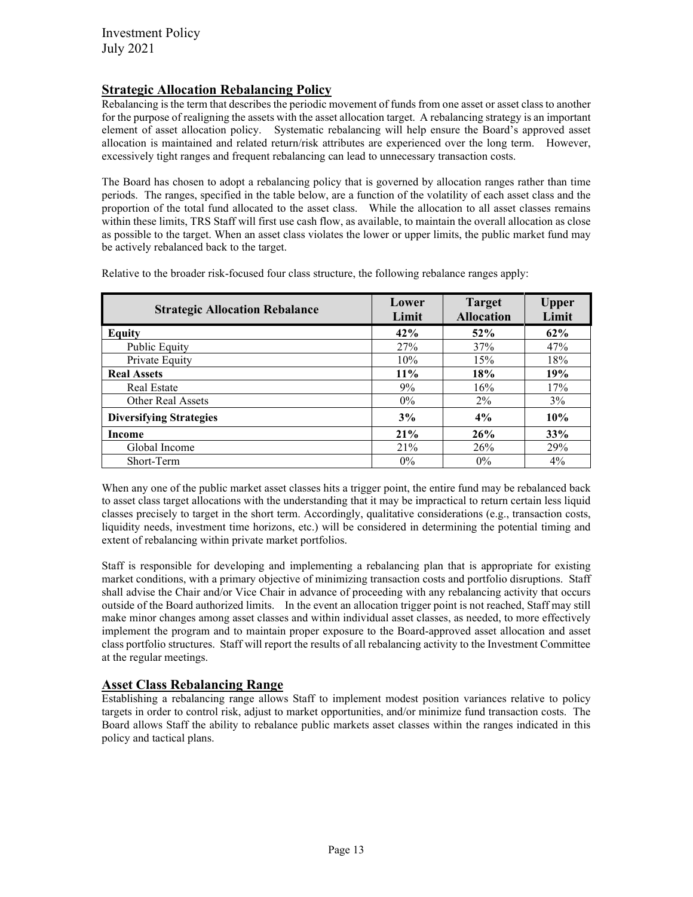## Strategic Allocation Rebalancing Policy

Rebalancing is the term that describes the periodic movement of funds from one asset or asset class to another for the purpose of realigning the assets with the asset allocation target. A rebalancing strategy is an important element of asset allocation policy. Systematic rebalancing will help ensure the Board's approved asset allocation is maintained and related return/risk attributes are experienced over the long term. However, excessively tight ranges and frequent rebalancing can lead to unnecessary transaction costs.

The Board has chosen to adopt a rebalancing policy that is governed by allocation ranges rather than time periods. The ranges, specified in the table below, are a function of the volatility of each asset class and the proportion of the total fund allocated to the asset class. While the allocation to all asset classes remains within these limits, TRS Staff will first use cash flow, as available, to maintain the overall allocation as close as possible to the target. When an asset class violates the lower or upper limits, the public market fund may be actively rebalanced back to the target.

Relative to the broader risk-focused four class structure, the following rebalance ranges apply:

| Strategic Allocation Rebalance | Lower Limit | Target Allocation | Upper Limit |
|---|---|---|---|
| **Equity** | **42%** | **52%** | **62%** |
| Public Equity | 27% | 37% | 47% |
| Private Equity | 10% | 15% | 18% |
| **Real Assets** | **11%** | **18%** | **19%** |
| Real Estate | 9% | 16% | 17% |
| Other Real Assets | 0% | 2% | 3% |
| **Diversifying Strategies** | **3%** | **4%** | **10%** |
| **Income** | **21%** | **26%** | **33%** |
| Global Income | 21% | 26% | 29% |
| Short-Term | 0% | 0% | 4% |

When any one of the public market asset classes hits a trigger point, the entire fund may be rebalanced back to asset class target allocations with the understanding that it may be impractical to return certain less liquid classes precisely to target in the short term. Accordingly, qualitative considerations (e.g., transaction costs, liquidity needs, investment time horizons, etc.) will be considered in determining the potential timing and extent of rebalancing within private market portfolios.

Staff is responsible for developing and implementing a rebalancing plan that is appropriate for existing market conditions, with a primary objective of minimizing transaction costs and portfolio disruptions. Staff shall advise the Chair and/or Vice Chair in advance of proceeding with any rebalancing activity that occurs outside of the Board authorized limits. In the event an allocation trigger point is not reached, Staff may still make minor changes among asset classes and within individual asset classes, as needed, to more effectively implement the program and to maintain proper exposure to the Board-approved asset allocation and asset class portfolio structures. Staff will report the results of all rebalancing activity to the Investment Committee at the regular meetings.

## Asset Class Rebalancing Range

Establishing a rebalancing range allows Staff to implement modest position variances relative to policy targets in order to control risk, adjust to market opportunities, and/or minimize fund transaction costs. The Board allows Staff the ability to rebalance public markets asset classes within the ranges indicated in this policy and tactical plans.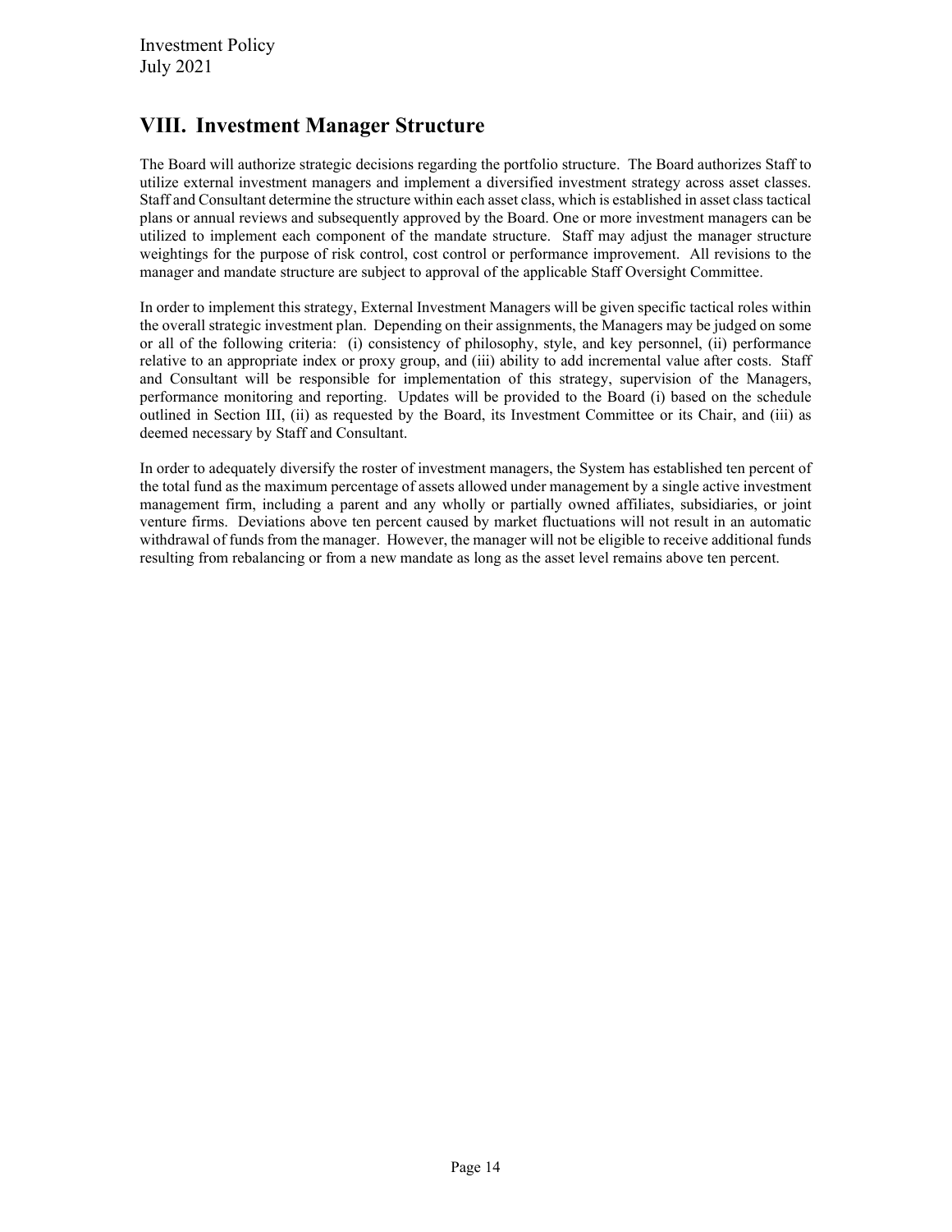## VIII. Investment Manager Structure

The Board will authorize strategic decisions regarding the portfolio structure. The Board authorizes Staff to utilize external investment managers and implement a diversified investment strategy across asset classes. Staff and Consultant determine the structure within each asset class, which is established in asset class tactical plans or annual reviews and subsequently approved by the Board. One or more investment managers can be utilized to implement each component of the mandate structure. Staff may adjust the manager structure weightings for the purpose of risk control, cost control or performance improvement. All revisions to the manager and mandate structure are subject to approval of the applicable Staff Oversight Committee.

In order to implement this strategy, External Investment Managers will be given specific tactical roles within the overall strategic investment plan. Depending on their assignments, the Managers may be judged on some or all of the following criteria: (i) consistency of philosophy, style, and key personnel, (ii) performance relative to an appropriate index or proxy group, and (iii) ability to add incremental value after costs. Staff and Consultant will be responsible for implementation of this strategy, supervision of the Managers, performance monitoring and reporting. Updates will be provided to the Board (i) based on the schedule outlined in Section III, (ii) as requested by the Board, its Investment Committee or its Chair, and (iii) as deemed necessary by Staff and Consultant.

In order to adequately diversify the roster of investment managers, the System has established ten percent of the total fund as the maximum percentage of assets allowed under management by a single active investment management firm, including a parent and any wholly or partially owned affiliates, subsidiaries, or joint venture firms. Deviations above ten percent caused by market fluctuations will not result in an automatic withdrawal of funds from the manager. However, the manager will not be eligible to receive additional funds resulting from rebalancing or from a new mandate as long as the asset level remains above ten percent.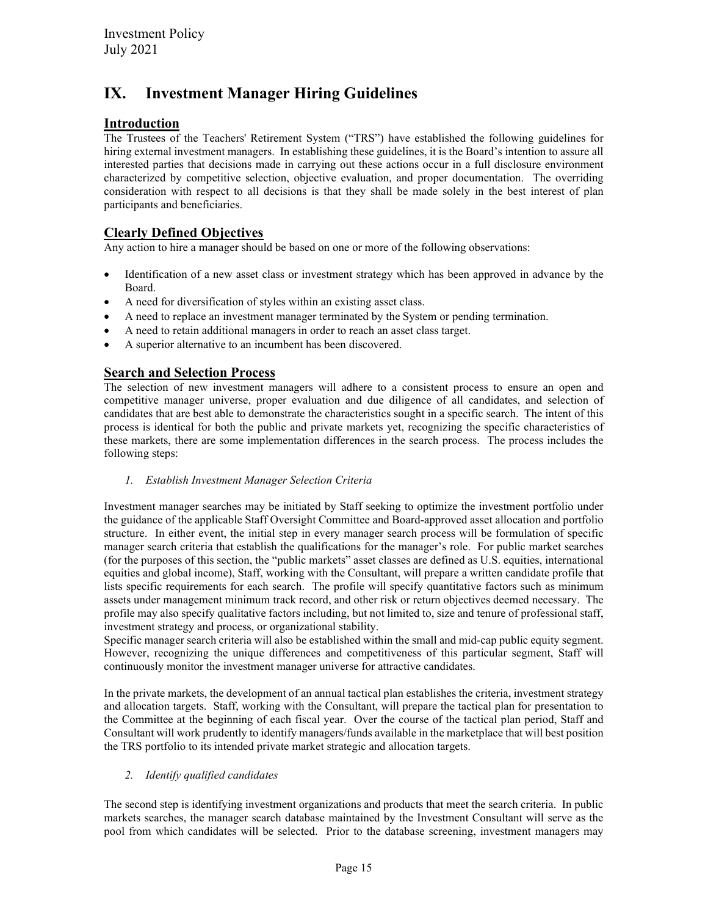# IX. Investment Manager Hiring Guidelines

## Introduction

The Trustees of the Teachers' Retirement System ("TRS") have established the following guidelines for hiring external investment managers. In establishing these guidelines, it is the Board's intention to assure all interested parties that decisions made in carrying out these actions occur in a full disclosure environment characterized by competitive selection, objective evaluation, and proper documentation. The overriding consideration with respect to all decisions is that they shall be made solely in the best interest of plan participants and beneficiaries.

## Clearly Defined Objectives

Any action to hire a manager should be based on one or more of the following observations:

- Identification of a new asset class or investment strategy which has been approved in advance by the Board.
- A need for diversification of styles within an existing asset class.
- A need to replace an investment manager terminated by the System or pending termination.
- A need to retain additional managers in order to reach an asset class target.
- A superior alternative to an incumbent has been discovered.

## Search and Selection Process

The selection of new investment managers will adhere to a consistent process to ensure an open and competitive manager universe, proper evaluation and due diligence of all candidates, and selection of candidates that are best able to demonstrate the characteristics sought in a specific search. The intent of this process is identical for both the public and private markets yet, recognizing the specific characteristics of these markets, there are some implementation differences in the search process. The process includes the following steps:

*1. Establish Investment Manager Selection Criteria*

Investment manager searches may be initiated by Staff seeking to optimize the investment portfolio under the guidance of the applicable Staff Oversight Committee and Board-approved asset allocation and portfolio structure. In either event, the initial step in every manager search process will be formulation of specific manager search criteria that establish the qualifications for the manager's role. For public market searches (for the purposes of this section, the "public markets" asset classes are defined as U.S. equities, international equities and global income), Staff, working with the Consultant, will prepare a written candidate profile that lists specific requirements for each search. The profile will specify quantitative factors such as minimum assets under management minimum track record, and other risk or return objectives deemed necessary. The profile may also specify qualitative factors including, but not limited to, size and tenure of professional staff, investment strategy and process, or organizational stability.
Specific manager search criteria will also be established within the small and mid-cap public equity segment. However, recognizing the unique differences and competitiveness of this particular segment, Staff will continuously monitor the investment manager universe for attractive candidates.

In the private markets, the development of an annual tactical plan establishes the criteria, investment strategy and allocation targets. Staff, working with the Consultant, will prepare the tactical plan for presentation to the Committee at the beginning of each fiscal year. Over the course of the tactical plan period, Staff and Consultant will work prudently to identify managers/funds available in the marketplace that will best position the TRS portfolio to its intended private market strategic and allocation targets.

*2. Identify qualified candidates*

The second step is identifying investment organizations and products that meet the search criteria. In public markets searches, the manager search database maintained by the Investment Consultant will serve as the pool from which candidates will be selected. Prior to the database screening, investment managers may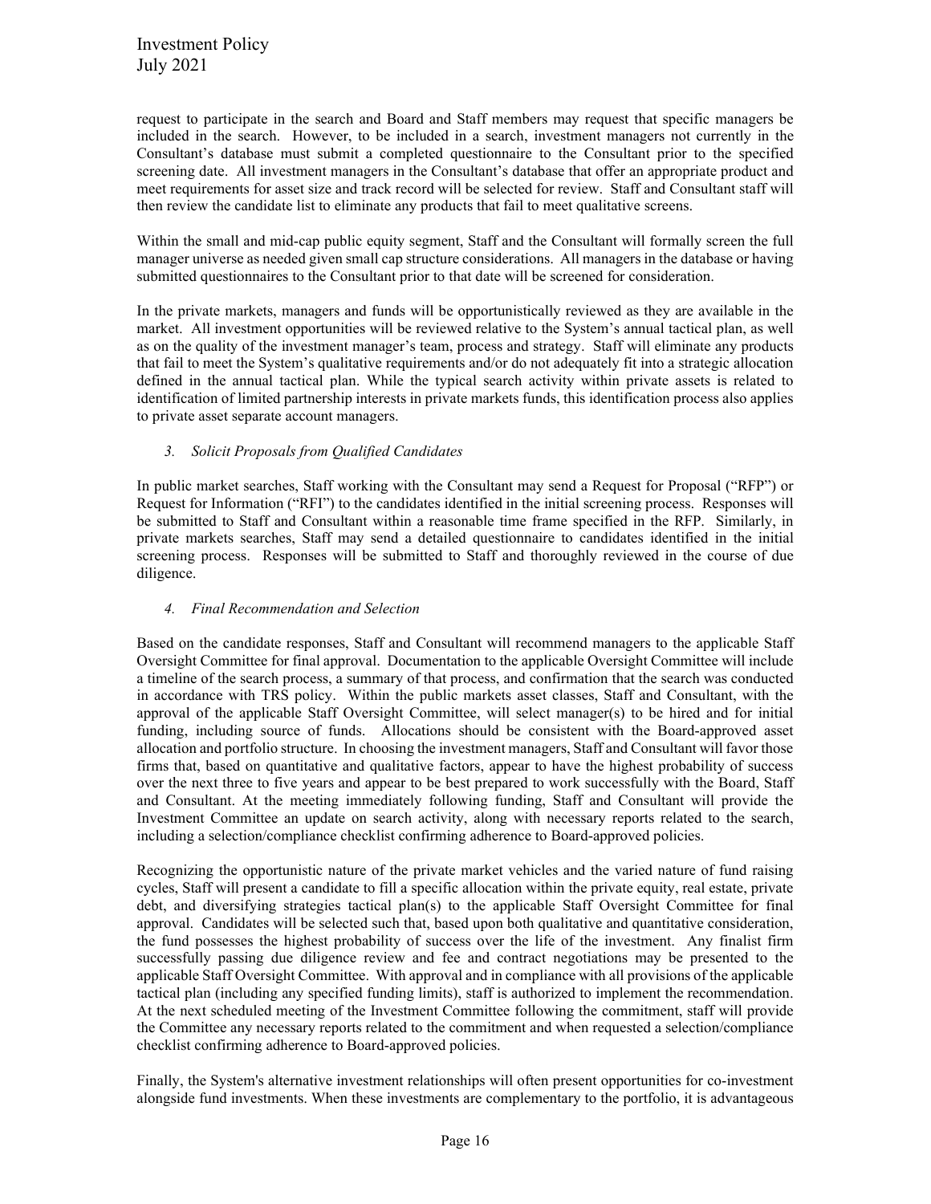request to participate in the search and Board and Staff members may request that specific managers be included in the search. However, to be included in a search, investment managers not currently in the Consultant's database must submit a completed questionnaire to the Consultant prior to the specified screening date. All investment managers in the Consultant's database that offer an appropriate product and meet requirements for asset size and track record will be selected for review. Staff and Consultant staff will then review the candidate list to eliminate any products that fail to meet qualitative screens.

Within the small and mid-cap public equity segment, Staff and the Consultant will formally screen the full manager universe as needed given small cap structure considerations. All managers in the database or having submitted questionnaires to the Consultant prior to that date will be screened for consideration.

In the private markets, managers and funds will be opportunistically reviewed as they are available in the market. All investment opportunities will be reviewed relative to the System's annual tactical plan, as well as on the quality of the investment manager's team, process and strategy. Staff will eliminate any products that fail to meet the System's qualitative requirements and/or do not adequately fit into a strategic allocation defined in the annual tactical plan. While the typical search activity within private assets is related to identification of limited partnership interests in private markets funds, this identification process also applies to private asset separate account managers.

*3. Solicit Proposals from Qualified Candidates*

In public market searches, Staff working with the Consultant may send a Request for Proposal ("RFP") or Request for Information ("RFI") to the candidates identified in the initial screening process. Responses will be submitted to Staff and Consultant within a reasonable time frame specified in the RFP. Similarly, in private markets searches, Staff may send a detailed questionnaire to candidates identified in the initial screening process. Responses will be submitted to Staff and thoroughly reviewed in the course of due diligence.

*4. Final Recommendation and Selection*

Based on the candidate responses, Staff and Consultant will recommend managers to the applicable Staff Oversight Committee for final approval. Documentation to the applicable Oversight Committee will include a timeline of the search process, a summary of that process, and confirmation that the search was conducted in accordance with TRS policy. Within the public markets asset classes, Staff and Consultant, with the approval of the applicable Staff Oversight Committee, will select manager(s) to be hired and for initial funding, including source of funds. Allocations should be consistent with the Board-approved asset allocation and portfolio structure. In choosing the investment managers, Staff and Consultant will favor those firms that, based on quantitative and qualitative factors, appear to have the highest probability of success over the next three to five years and appear to be best prepared to work successfully with the Board, Staff and Consultant. At the meeting immediately following funding, Staff and Consultant will provide the Investment Committee an update on search activity, along with necessary reports related to the search, including a selection/compliance checklist confirming adherence to Board-approved policies.

Recognizing the opportunistic nature of the private market vehicles and the varied nature of fund raising cycles, Staff will present a candidate to fill a specific allocation within the private equity, real estate, private debt, and diversifying strategies tactical plan(s) to the applicable Staff Oversight Committee for final approval. Candidates will be selected such that, based upon both qualitative and quantitative consideration, the fund possesses the highest probability of success over the life of the investment. Any finalist firm successfully passing due diligence review and fee and contract negotiations may be presented to the applicable Staff Oversight Committee. With approval and in compliance with all provisions of the applicable tactical plan (including any specified funding limits), staff is authorized to implement the recommendation. At the next scheduled meeting of the Investment Committee following the commitment, staff will provide the Committee any necessary reports related to the commitment and when requested a selection/compliance checklist confirming adherence to Board-approved policies.

Finally, the System's alternative investment relationships will often present opportunities for co-investment alongside fund investments. When these investments are complementary to the portfolio, it is advantageous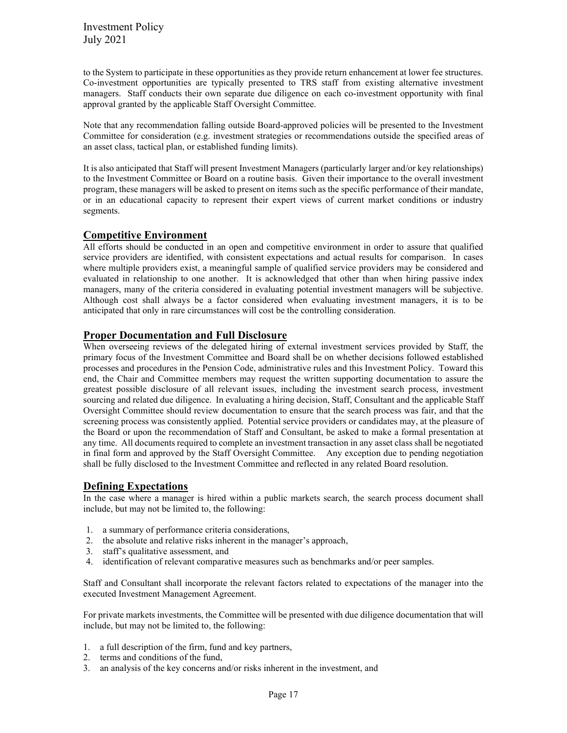to the System to participate in these opportunities as they provide return enhancement at lower fee structures. Co-investment opportunities are typically presented to TRS staff from existing alternative investment managers. Staff conducts their own separate due diligence on each co-investment opportunity with final approval granted by the applicable Staff Oversight Committee.

Note that any recommendation falling outside Board-approved policies will be presented to the Investment Committee for consideration (e.g. investment strategies or recommendations outside the specified areas of an asset class, tactical plan, or established funding limits).

It is also anticipated that Staff will present Investment Managers (particularly larger and/or key relationships) to the Investment Committee or Board on a routine basis. Given their importance to the overall investment program, these managers will be asked to present on items such as the specific performance of their mandate, or in an educational capacity to represent their expert views of current market conditions or industry segments.

## Competitive Environment

All efforts should be conducted in an open and competitive environment in order to assure that qualified service providers are identified, with consistent expectations and actual results for comparison. In cases where multiple providers exist, a meaningful sample of qualified service providers may be considered and evaluated in relationship to one another. It is acknowledged that other than when hiring passive index managers, many of the criteria considered in evaluating potential investment managers will be subjective. Although cost shall always be a factor considered when evaluating investment managers, it is to be anticipated that only in rare circumstances will cost be the controlling consideration.

## Proper Documentation and Full Disclosure

When overseeing reviews of the delegated hiring of external investment services provided by Staff, the primary focus of the Investment Committee and Board shall be on whether decisions followed established processes and procedures in the Pension Code, administrative rules and this Investment Policy. Toward this end, the Chair and Committee members may request the written supporting documentation to assure the greatest possible disclosure of all relevant issues, including the investment search process, investment sourcing and related due diligence. In evaluating a hiring decision, Staff, Consultant and the applicable Staff Oversight Committee should review documentation to ensure that the search process was fair, and that the screening process was consistently applied. Potential service providers or candidates may, at the pleasure of the Board or upon the recommendation of Staff and Consultant, be asked to make a formal presentation at any time. All documents required to complete an investment transaction in any asset class shall be negotiated in final form and approved by the Staff Oversight Committee. Any exception due to pending negotiation shall be fully disclosed to the Investment Committee and reflected in any related Board resolution.

## Defining Expectations

In the case where a manager is hired within a public markets search, the search process document shall include, but may not be limited to, the following:

1. a summary of performance criteria considerations,
2. the absolute and relative risks inherent in the manager's approach,
3. staff's qualitative assessment, and
4. identification of relevant comparative measures such as benchmarks and/or peer samples.

Staff and Consultant shall incorporate the relevant factors related to expectations of the manager into the executed Investment Management Agreement.

For private markets investments, the Committee will be presented with due diligence documentation that will include, but may not be limited to, the following:

1. a full description of the firm, fund and key partners,
2. terms and conditions of the fund,
3. an analysis of the key concerns and/or risks inherent in the investment, and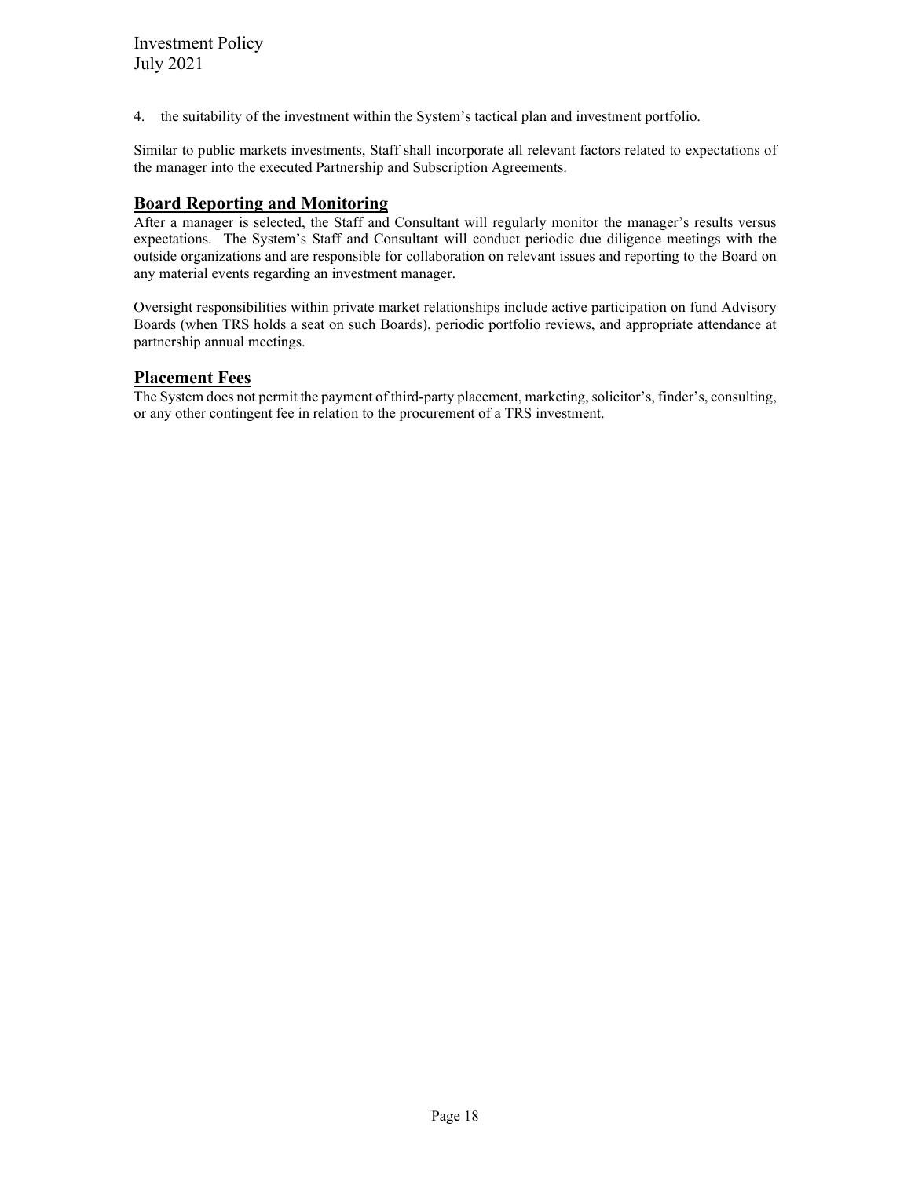4. the suitability of the investment within the System's tactical plan and investment portfolio.

Similar to public markets investments, Staff shall incorporate all relevant factors related to expectations of the manager into the executed Partnership and Subscription Agreements.

## Board Reporting and Monitoring

After a manager is selected, the Staff and Consultant will regularly monitor the manager's results versus expectations. The System's Staff and Consultant will conduct periodic due diligence meetings with the outside organizations and are responsible for collaboration on relevant issues and reporting to the Board on any material events regarding an investment manager.

Oversight responsibilities within private market relationships include active participation on fund Advisory Boards (when TRS holds a seat on such Boards), periodic portfolio reviews, and appropriate attendance at partnership annual meetings.

## Placement Fees

The System does not permit the payment of third-party placement, marketing, solicitor's, finder's, consulting, or any other contingent fee in relation to the procurement of a TRS investment.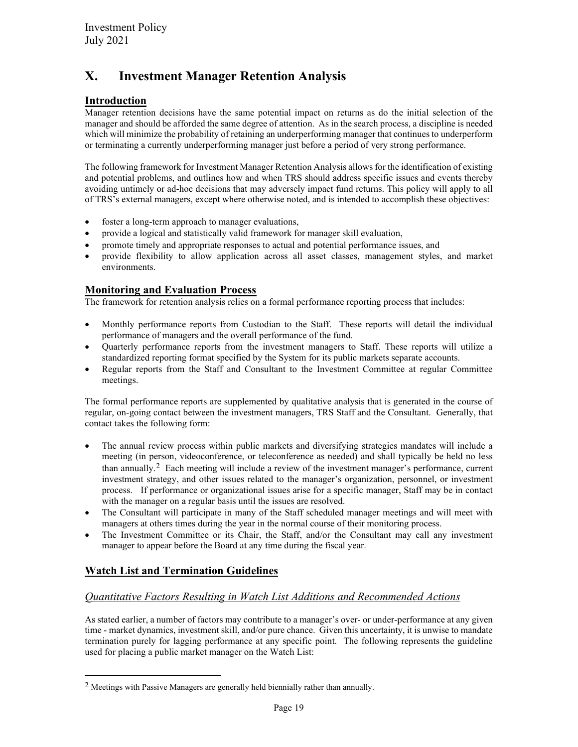# X. Investment Manager Retention Analysis

## Introduction

Manager retention decisions have the same potential impact on returns as do the initial selection of the manager and should be afforded the same degree of attention. As in the search process, a discipline is needed which will minimize the probability of retaining an underperforming manager that continues to underperform or terminating a currently underperforming manager just before a period of very strong performance.

The following framework for Investment Manager Retention Analysis allows for the identification of existing and potential problems, and outlines how and when TRS should address specific issues and events thereby avoiding untimely or ad-hoc decisions that may adversely impact fund returns. This policy will apply to all of TRS's external managers, except where otherwise noted, and is intended to accomplish these objectives:

- foster a long-term approach to manager evaluations,
- provide a logical and statistically valid framework for manager skill evaluation,
- promote timely and appropriate responses to actual and potential performance issues, and
- provide flexibility to allow application across all asset classes, management styles, and market environments.

## Monitoring and Evaluation Process

The framework for retention analysis relies on a formal performance reporting process that includes:

- Monthly performance reports from Custodian to the Staff. These reports will detail the individual performance of managers and the overall performance of the fund.
- Quarterly performance reports from the investment managers to Staff. These reports will utilize a standardized reporting format specified by the System for its public markets separate accounts.
- Regular reports from the Staff and Consultant to the Investment Committee at regular Committee meetings.

The formal performance reports are supplemented by qualitative analysis that is generated in the course of regular, on-going contact between the investment managers, TRS Staff and the Consultant. Generally, that contact takes the following form:

- The annual review process within public markets and diversifying strategies mandates will include a meeting (in person, videoconference, or teleconference as needed) and shall typically be held no less than annually.[2] Each meeting will include a review of the investment manager's performance, current investment strategy, and other issues related to the manager's organization, personnel, or investment process. If performance or organizational issues arise for a specific manager, Staff may be in contact with the manager on a regular basis until the issues are resolved.
- The Consultant will participate in many of the Staff scheduled manager meetings and will meet with managers at others times during the year in the normal course of their monitoring process.
- The Investment Committee or its Chair, the Staff, and/or the Consultant may call any investment manager to appear before the Board at any time during the fiscal year.

## Watch List and Termination Guidelines

### *Quantitative Factors Resulting in Watch List Additions and Recommended Actions*

As stated earlier, a number of factors may contribute to a manager's over- or under-performance at any given time - market dynamics, investment skill, and/or pure chance. Given this uncertainty, it is unwise to mandate termination purely for lagging performance at any specific point. The following represents the guideline used for placing a public market manager on the Watch List:

---

[2] Meetings with Passive Managers are generally held biennially rather than annually.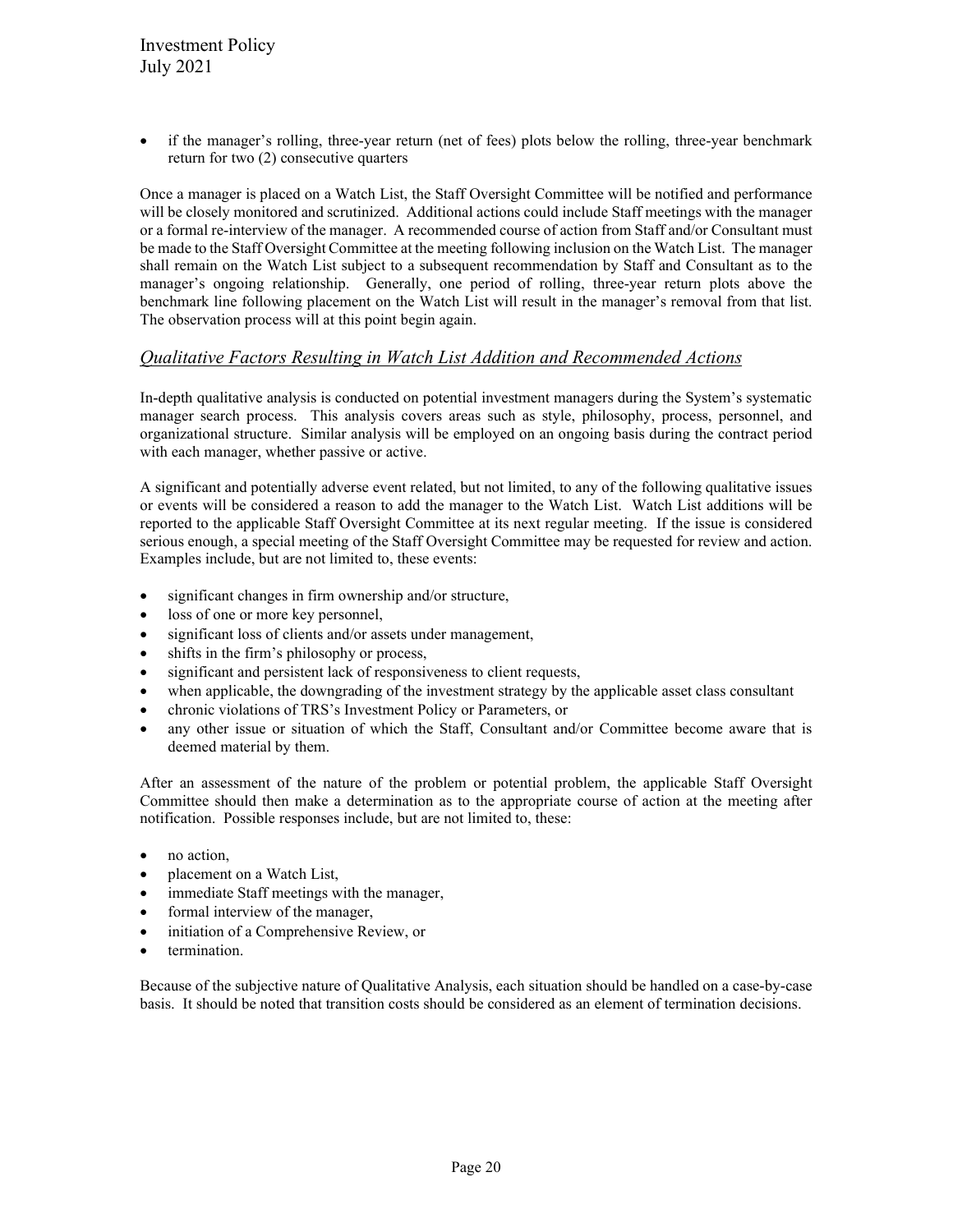- if the manager's rolling, three-year return (net of fees) plots below the rolling, three-year benchmark return for two (2) consecutive quarters

Once a manager is placed on a Watch List, the Staff Oversight Committee will be notified and performance will be closely monitored and scrutinized. Additional actions could include Staff meetings with the manager or a formal re-interview of the manager. A recommended course of action from Staff and/or Consultant must be made to the Staff Oversight Committee at the meeting following inclusion on the Watch List. The manager shall remain on the Watch List subject to a subsequent recommendation by Staff and Consultant as to the manager's ongoing relationship. Generally, one period of rolling, three-year return plots above the benchmark line following placement on the Watch List will result in the manager's removal from that list. The observation process will at this point begin again.

### *Qualitative Factors Resulting in Watch List Addition and Recommended Actions*

In-depth qualitative analysis is conducted on potential investment managers during the System's systematic manager search process. This analysis covers areas such as style, philosophy, process, personnel, and organizational structure. Similar analysis will be employed on an ongoing basis during the contract period with each manager, whether passive or active.

A significant and potentially adverse event related, but not limited, to any of the following qualitative issues or events will be considered a reason to add the manager to the Watch List. Watch List additions will be reported to the applicable Staff Oversight Committee at its next regular meeting. If the issue is considered serious enough, a special meeting of the Staff Oversight Committee may be requested for review and action. Examples include, but are not limited to, these events:

- significant changes in firm ownership and/or structure,
- loss of one or more key personnel,
- significant loss of clients and/or assets under management,
- shifts in the firm's philosophy or process,
- significant and persistent lack of responsiveness to client requests,
- when applicable, the downgrading of the investment strategy by the applicable asset class consultant
- chronic violations of TRS's Investment Policy or Parameters, or
- any other issue or situation of which the Staff, Consultant and/or Committee become aware that is deemed material by them.

After an assessment of the nature of the problem or potential problem, the applicable Staff Oversight Committee should then make a determination as to the appropriate course of action at the meeting after notification. Possible responses include, but are not limited to, these:

- no action,
- placement on a Watch List,
- immediate Staff meetings with the manager,
- formal interview of the manager,
- initiation of a Comprehensive Review, or
- termination.

Because of the subjective nature of Qualitative Analysis, each situation should be handled on a case-by-case basis. It should be noted that transition costs should be considered as an element of termination decisions.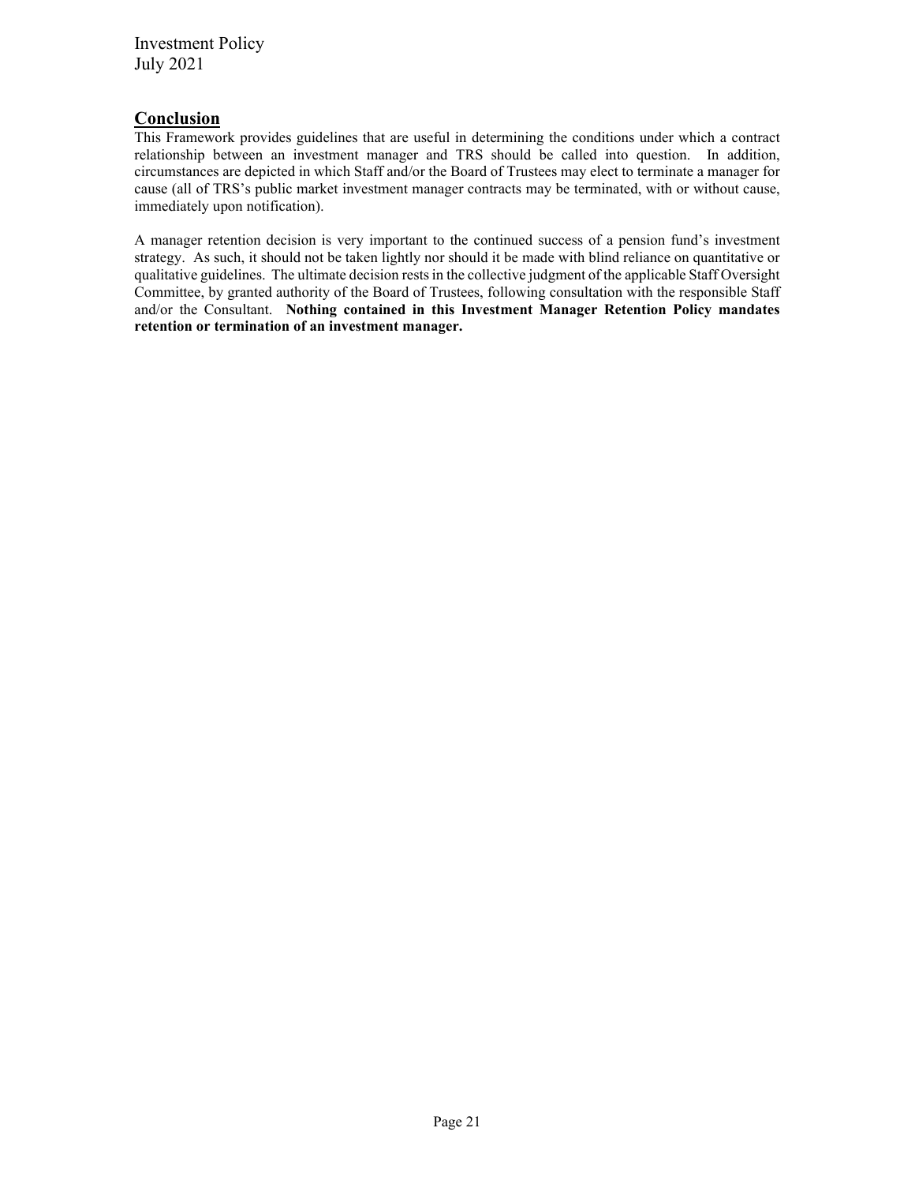## Conclusion

This Framework provides guidelines that are useful in determining the conditions under which a contract relationship between an investment manager and TRS should be called into question. In addition, circumstances are depicted in which Staff and/or the Board of Trustees may elect to terminate a manager for cause (all of TRS's public market investment manager contracts may be terminated, with or without cause, immediately upon notification).

A manager retention decision is very important to the continued success of a pension fund's investment strategy. As such, it should not be taken lightly nor should it be made with blind reliance on quantitative or qualitative guidelines. The ultimate decision rests in the collective judgment of the applicable Staff Oversight Committee, by granted authority of the Board of Trustees, following consultation with the responsible Staff and/or the Consultant. **Nothing contained in this Investment Manager Retention Policy mandates retention or termination of an investment manager.**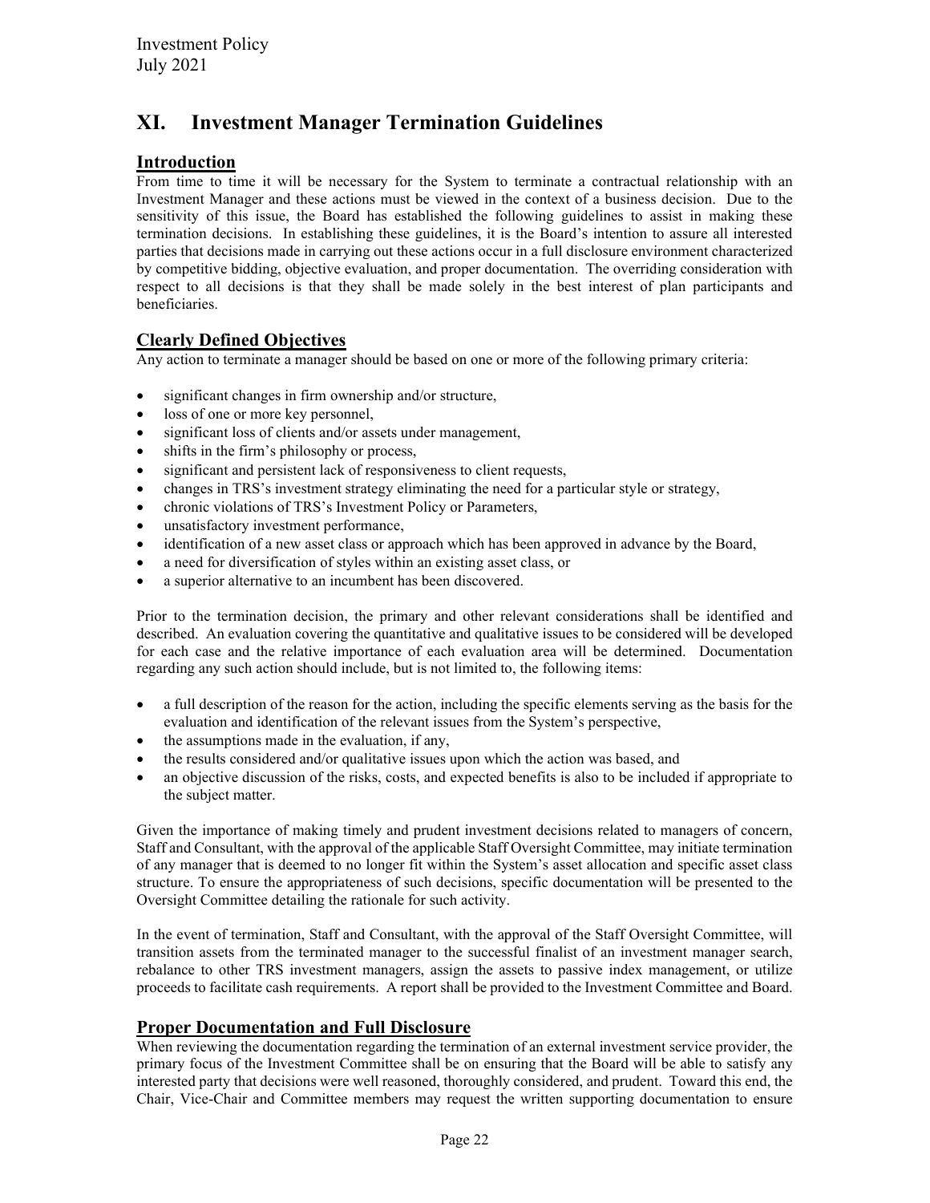# XI. Investment Manager Termination Guidelines

## Introduction

From time to time it will be necessary for the System to terminate a contractual relationship with an Investment Manager and these actions must be viewed in the context of a business decision. Due to the sensitivity of this issue, the Board has established the following guidelines to assist in making these termination decisions. In establishing these guidelines, it is the Board's intention to assure all interested parties that decisions made in carrying out these actions occur in a full disclosure environment characterized by competitive bidding, objective evaluation, and proper documentation. The overriding consideration with respect to all decisions is that they shall be made solely in the best interest of plan participants and beneficiaries.

## Clearly Defined Objectives

Any action to terminate a manager should be based on one or more of the following primary criteria:

- significant changes in firm ownership and/or structure,
- loss of one or more key personnel,
- significant loss of clients and/or assets under management,
- shifts in the firm's philosophy or process,
- significant and persistent lack of responsiveness to client requests,
- changes in TRS's investment strategy eliminating the need for a particular style or strategy,
- chronic violations of TRS's Investment Policy or Parameters,
- unsatisfactory investment performance,
- identification of a new asset class or approach which has been approved in advance by the Board,
- a need for diversification of styles within an existing asset class, or
- a superior alternative to an incumbent has been discovered.

Prior to the termination decision, the primary and other relevant considerations shall be identified and described. An evaluation covering the quantitative and qualitative issues to be considered will be developed for each case and the relative importance of each evaluation area will be determined. Documentation regarding any such action should include, but is not limited to, the following items:

- a full description of the reason for the action, including the specific elements serving as the basis for the evaluation and identification of the relevant issues from the System's perspective,
- the assumptions made in the evaluation, if any,
- the results considered and/or qualitative issues upon which the action was based, and
- an objective discussion of the risks, costs, and expected benefits is also to be included if appropriate to the subject matter.

Given the importance of making timely and prudent investment decisions related to managers of concern, Staff and Consultant, with the approval of the applicable Staff Oversight Committee, may initiate termination of any manager that is deemed to no longer fit within the System's asset allocation and specific asset class structure. To ensure the appropriateness of such decisions, specific documentation will be presented to the Oversight Committee detailing the rationale for such activity.

In the event of termination, Staff and Consultant, with the approval of the Staff Oversight Committee, will transition assets from the terminated manager to the successful finalist of an investment manager search, rebalance to other TRS investment managers, assign the assets to passive index management, or utilize proceeds to facilitate cash requirements. A report shall be provided to the Investment Committee and Board.

## Proper Documentation and Full Disclosure

When reviewing the documentation regarding the termination of an external investment service provider, the primary focus of the Investment Committee shall be on ensuring that the Board will be able to satisfy any interested party that decisions were well reasoned, thoroughly considered, and prudent. Toward this end, the Chair, Vice-Chair and Committee members may request the written supporting documentation to ensure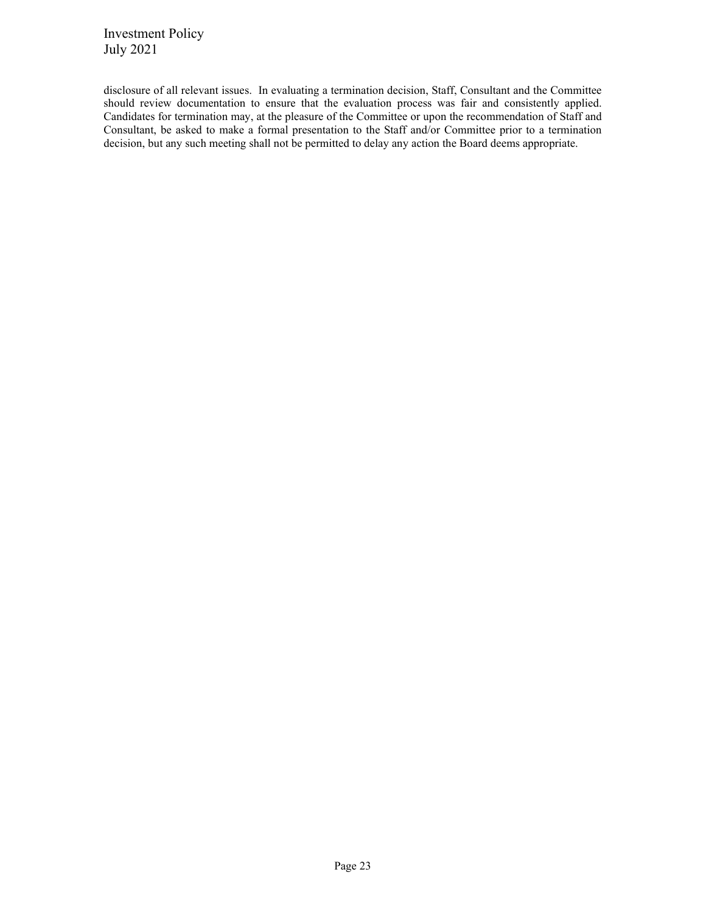disclosure of all relevant issues. In evaluating a termination decision, Staff, Consultant and the Committee should review documentation to ensure that the evaluation process was fair and consistently applied. Candidates for termination may, at the pleasure of the Committee or upon the recommendation of Staff and Consultant, be asked to make a formal presentation to the Staff and/or Committee prior to a termination decision, but any such meeting shall not be permitted to delay any action the Board deems appropriate.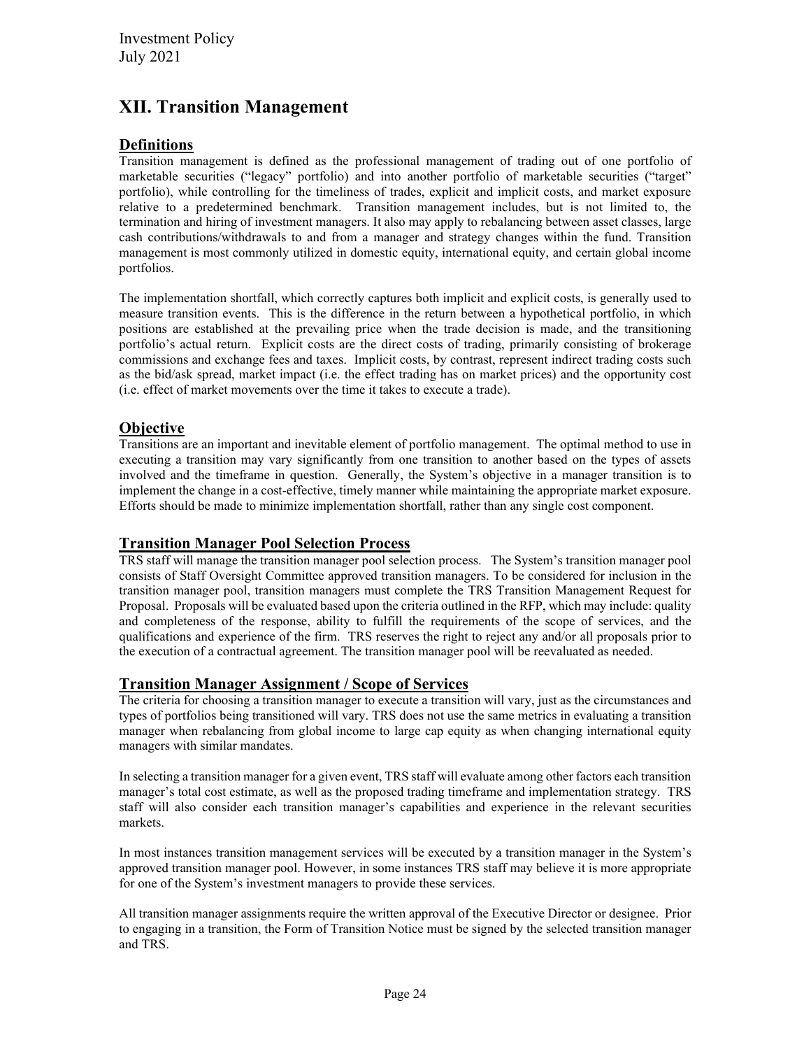# XII. Transition Management

## Definitions

Transition management is defined as the professional management of trading out of one portfolio of marketable securities ("legacy" portfolio) and into another portfolio of marketable securities ("target" portfolio), while controlling for the timeliness of trades, explicit and implicit costs, and market exposure relative to a predetermined benchmark. Transition management includes, but is not limited to, the termination and hiring of investment managers. It also may apply to rebalancing between asset classes, large cash contributions/withdrawals to and from a manager and strategy changes within the fund. Transition management is most commonly utilized in domestic equity, international equity, and certain global income portfolios.

The implementation shortfall, which correctly captures both implicit and explicit costs, is generally used to measure transition events. This is the difference in the return between a hypothetical portfolio, in which positions are established at the prevailing price when the trade decision is made, and the transitioning portfolio's actual return. Explicit costs are the direct costs of trading, primarily consisting of brokerage commissions and exchange fees and taxes. Implicit costs, by contrast, represent indirect trading costs such as the bid/ask spread, market impact (i.e. the effect trading has on market prices) and the opportunity cost (i.e. effect of market movements over the time it takes to execute a trade).

## Objective

Transitions are an important and inevitable element of portfolio management. The optimal method to use in executing a transition may vary significantly from one transition to another based on the types of assets involved and the timeframe in question. Generally, the System's objective in a manager transition is to implement the change in a cost-effective, timely manner while maintaining the appropriate market exposure. Efforts should be made to minimize implementation shortfall, rather than any single cost component.

## Transition Manager Pool Selection Process

TRS staff will manage the transition manager pool selection process. The System's transition manager pool consists of Staff Oversight Committee approved transition managers. To be considered for inclusion in the transition manager pool, transition managers must complete the TRS Transition Management Request for Proposal. Proposals will be evaluated based upon the criteria outlined in the RFP, which may include: quality and completeness of the response, ability to fulfill the requirements of the scope of services, and the qualifications and experience of the firm. TRS reserves the right to reject any and/or all proposals prior to the execution of a contractual agreement. The transition manager pool will be reevaluated as needed.

## Transition Manager Assignment / Scope of Services

The criteria for choosing a transition manager to execute a transition will vary, just as the circumstances and types of portfolios being transitioned will vary. TRS does not use the same metrics in evaluating a transition manager when rebalancing from global income to large cap equity as when changing international equity managers with similar mandates.

In selecting a transition manager for a given event, TRS staff will evaluate among other factors each transition manager's total cost estimate, as well as the proposed trading timeframe and implementation strategy. TRS staff will also consider each transition manager's capabilities and experience in the relevant securities markets.

In most instances transition management services will be executed by a transition manager in the System's approved transition manager pool. However, in some instances TRS staff may believe it is more appropriate for one of the System's investment managers to provide these services.

All transition manager assignments require the written approval of the Executive Director or designee. Prior to engaging in a transition, the Form of Transition Notice must be signed by the selected transition manager and TRS.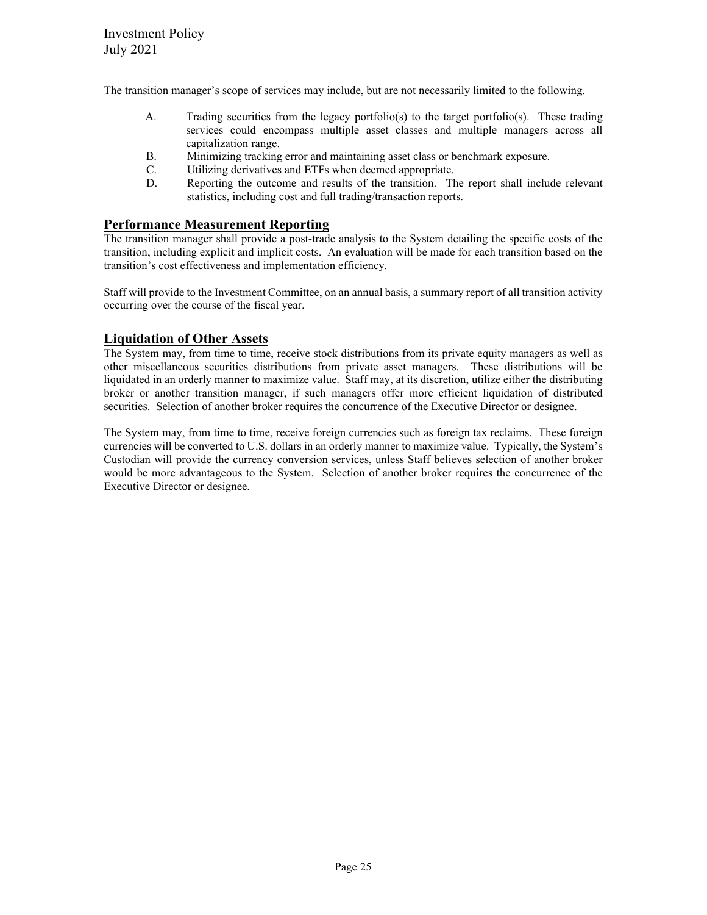The transition manager's scope of services may include, but are not necessarily limited to the following.

A. Trading securities from the legacy portfolio(s) to the target portfolio(s). These trading services could encompass multiple asset classes and multiple managers across all capitalization range.
B. Minimizing tracking error and maintaining asset class or benchmark exposure.
C. Utilizing derivatives and ETFs when deemed appropriate.
D. Reporting the outcome and results of the transition. The report shall include relevant statistics, including cost and full trading/transaction reports.

## Performance Measurement Reporting

The transition manager shall provide a post-trade analysis to the System detailing the specific costs of the transition, including explicit and implicit costs. An evaluation will be made for each transition based on the transition's cost effectiveness and implementation efficiency.

Staff will provide to the Investment Committee, on an annual basis, a summary report of all transition activity occurring over the course of the fiscal year.

## Liquidation of Other Assets

The System may, from time to time, receive stock distributions from its private equity managers as well as other miscellaneous securities distributions from private asset managers. These distributions will be liquidated in an orderly manner to maximize value. Staff may, at its discretion, utilize either the distributing broker or another transition manager, if such managers offer more efficient liquidation of distributed securities. Selection of another broker requires the concurrence of the Executive Director or designee.

The System may, from time to time, receive foreign currencies such as foreign tax reclaims. These foreign currencies will be converted to U.S. dollars in an orderly manner to maximize value. Typically, the System's Custodian will provide the currency conversion services, unless Staff believes selection of another broker would be more advantageous to the System. Selection of another broker requires the concurrence of the Executive Director or designee.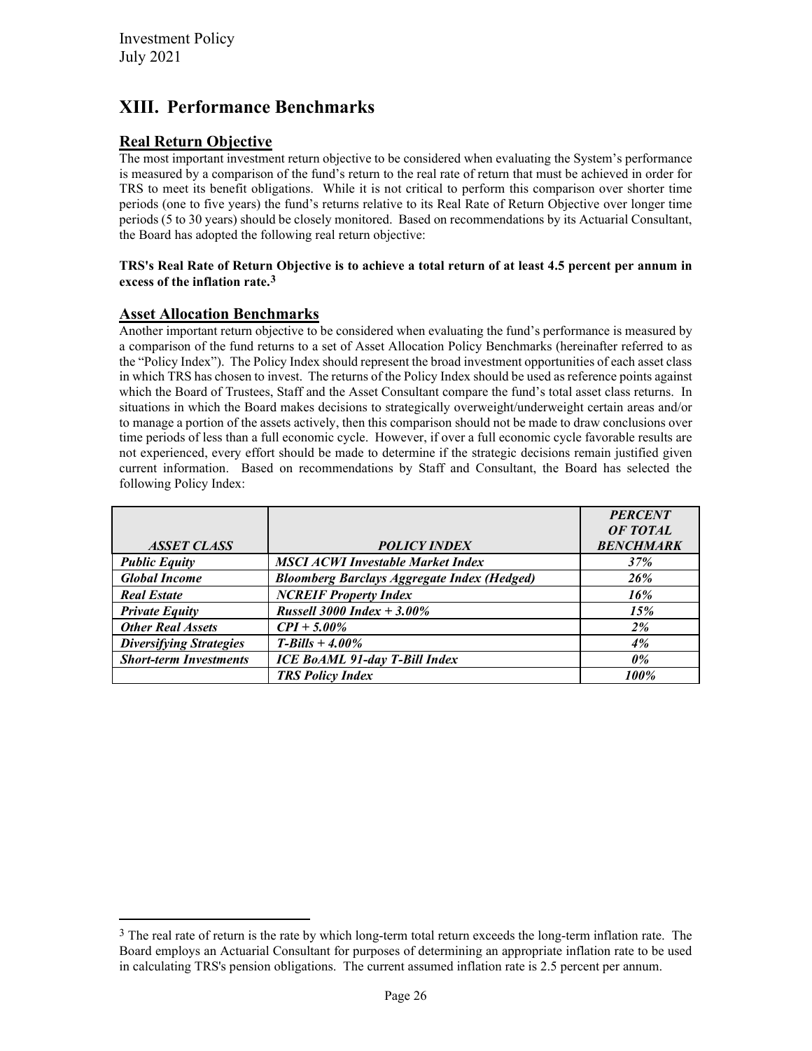# XIII. Performance Benchmarks

## Real Return Objective

The most important investment return objective to be considered when evaluating the System's performance is measured by a comparison of the fund's return to the real rate of return that must be achieved in order for TRS to meet its benefit obligations. While it is not critical to perform this comparison over shorter time periods (one to five years) the fund's returns relative to its Real Rate of Return Objective over longer time periods (5 to 30 years) should be closely monitored. Based on recommendations by its Actuarial Consultant, the Board has adopted the following real return objective:

**TRS's Real Rate of Return Objective is to achieve a total return of at least 4.5 percent per annum in excess of the inflation rate.[3]**

## Asset Allocation Benchmarks

Another important return objective to be considered when evaluating the fund's performance is measured by a comparison of the fund returns to a set of Asset Allocation Policy Benchmarks (hereinafter referred to as the "Policy Index"). The Policy Index should represent the broad investment opportunities of each asset class in which TRS has chosen to invest. The returns of the Policy Index should be used as reference points against which the Board of Trustees, Staff and the Asset Consultant compare the fund's total asset class returns. In situations in which the Board makes decisions to strategically overweight/underweight certain areas and/or to manage a portion of the assets actively, then this comparison should not be made to draw conclusions over time periods of less than a full economic cycle. However, if over a full economic cycle favorable results are not experienced, every effort should be made to determine if the strategic decisions remain justified given current information. Based on recommendations by Staff and Consultant, the Board has selected the following Policy Index:

| ***ASSET CLASS*** | ***POLICY INDEX*** | ***PERCENT OF TOTAL BENCHMARK*** |
|---|---|---|
| ***Public Equity*** | ***MSCI ACWI Investable Market Index*** | ***37%*** |
| ***Global Income*** | ***Bloomberg Barclays Aggregate Index (Hedged)*** | ***26%*** |
| ***Real Estate*** | ***NCREIF Property Index*** | ***16%*** |
| ***Private Equity*** | ***Russell 3000 Index + 3.00%*** | ***15%*** |
| ***Other Real Assets*** | ***CPI + 5.00%*** | ***2%*** |
| ***Diversifying Strategies*** | ***T-Bills + 4.00%*** | ***4%*** |
| ***Short-term Investments*** | ***ICE BoAML 91-day T-Bill Index*** | ***0%*** |
| | ***TRS Policy Index*** | ***100%*** |

---

[3] The real rate of return is the rate by which long-term total return exceeds the long-term inflation rate. The Board employs an Actuarial Consultant for purposes of determining an appropriate inflation rate to be used in calculating TRS's pension obligations. The current assumed inflation rate is 2.5 percent per annum.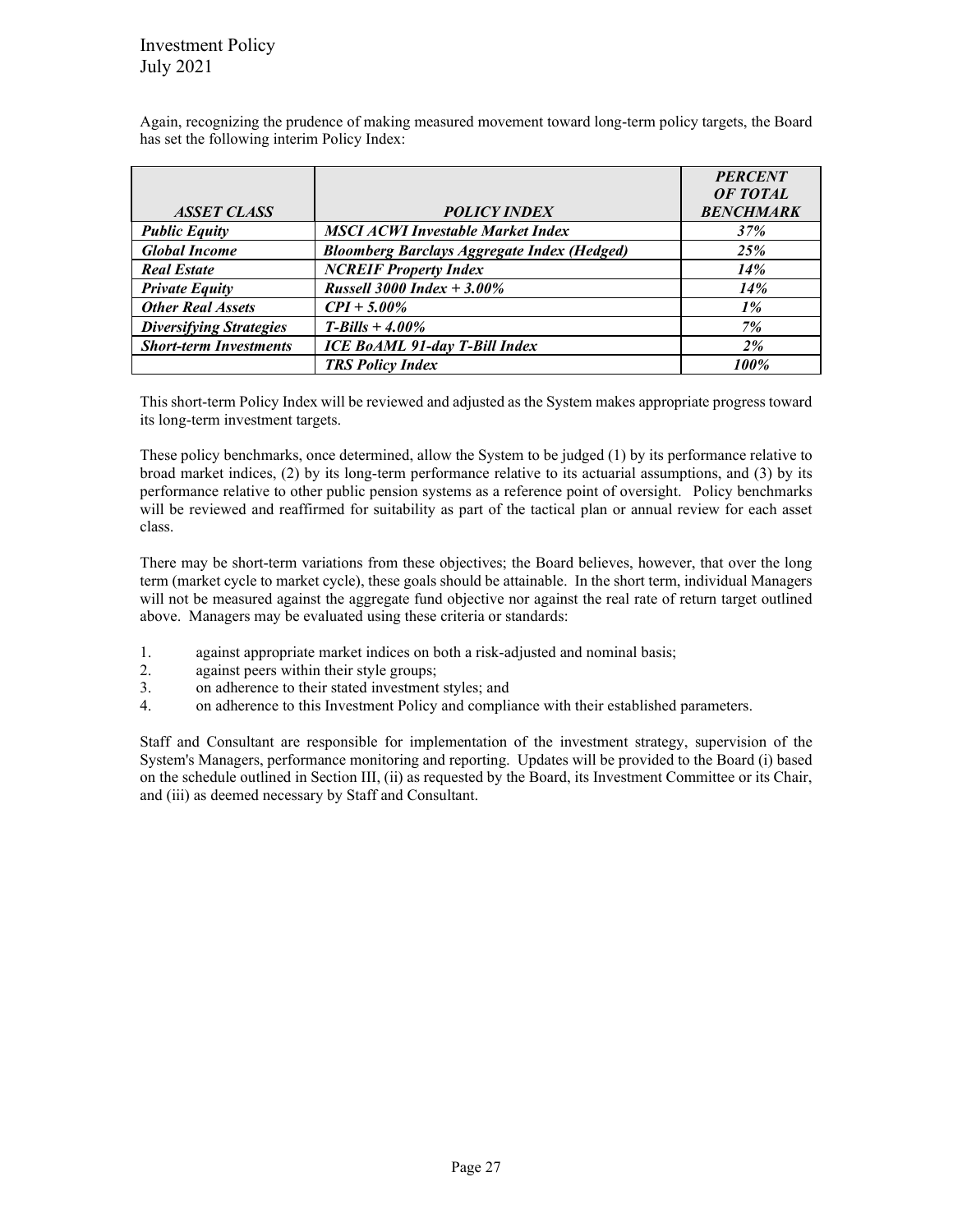Again, recognizing the prudence of making measured movement toward long-term policy targets, the Board has set the following interim Policy Index:

| ***ASSET CLASS*** | ***POLICY INDEX*** | ***PERCENT OF TOTAL BENCHMARK*** |
|---|---|---|
| ***Public Equity*** | ***MSCI ACWI Investable Market Index*** | ***37%*** |
| ***Global Income*** | ***Bloomberg Barclays Aggregate Index (Hedged)*** | ***25%*** |
| ***Real Estate*** | ***NCREIF Property Index*** | ***14%*** |
| ***Private Equity*** | ***Russell 3000 Index + 3.00%*** | ***14%*** |
| ***Other Real Assets*** | ***CPI + 5.00%*** | ***1%*** |
| ***Diversifying Strategies*** | ***T-Bills + 4.00%*** | ***7%*** |
| ***Short-term Investments*** | ***ICE BoAML 91-day T-Bill Index*** | ***2%*** |
| | ***TRS Policy Index*** | ***100%*** |

This short-term Policy Index will be reviewed and adjusted as the System makes appropriate progress toward its long-term investment targets.

These policy benchmarks, once determined, allow the System to be judged (1) by its performance relative to broad market indices, (2) by its long-term performance relative to its actuarial assumptions, and (3) by its performance relative to other public pension systems as a reference point of oversight. Policy benchmarks will be reviewed and reaffirmed for suitability as part of the tactical plan or annual review for each asset class.

There may be short-term variations from these objectives; the Board believes, however, that over the long term (market cycle to market cycle), these goals should be attainable. In the short term, individual Managers will not be measured against the aggregate fund objective nor against the real rate of return target outlined above. Managers may be evaluated using these criteria or standards:

1. against appropriate market indices on both a risk-adjusted and nominal basis;
2. against peers within their style groups;
3. on adherence to their stated investment styles; and
4. on adherence to this Investment Policy and compliance with their established parameters.

Staff and Consultant are responsible for implementation of the investment strategy, supervision of the System's Managers, performance monitoring and reporting. Updates will be provided to the Board (i) based on the schedule outlined in Section III, (ii) as requested by the Board, its Investment Committee or its Chair, and (iii) as deemed necessary by Staff and Consultant.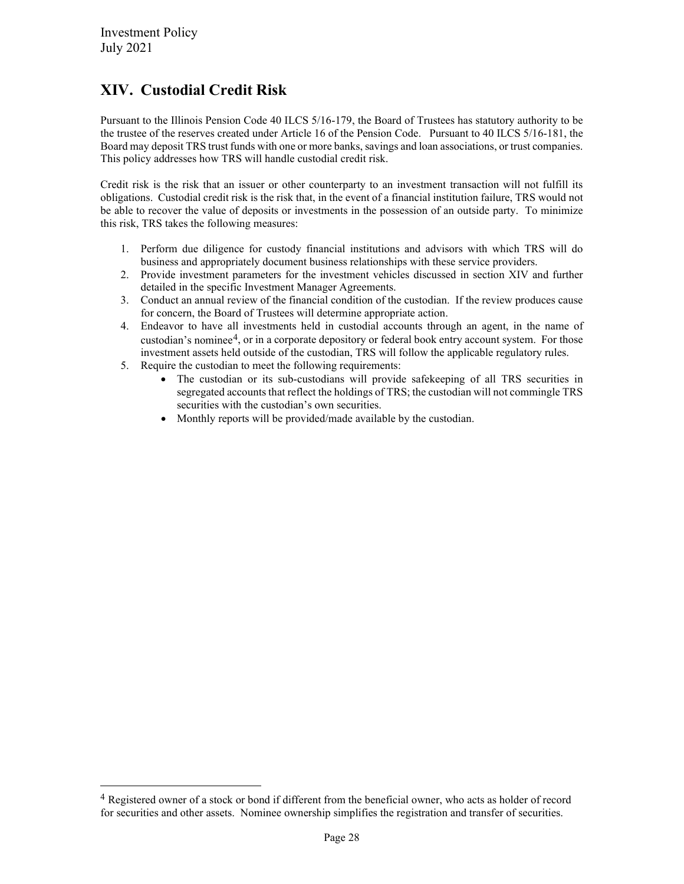## XIV. Custodial Credit Risk

Pursuant to the Illinois Pension Code 40 ILCS 5/16-179, the Board of Trustees has statutory authority to be the trustee of the reserves created under Article 16 of the Pension Code. Pursuant to 40 ILCS 5/16-181, the Board may deposit TRS trust funds with one or more banks, savings and loan associations, or trust companies. This policy addresses how TRS will handle custodial credit risk.

Credit risk is the risk that an issuer or other counterparty to an investment transaction will not fulfill its obligations. Custodial credit risk is the risk that, in the event of a financial institution failure, TRS would not be able to recover the value of deposits or investments in the possession of an outside party. To minimize this risk, TRS takes the following measures:

1. Perform due diligence for custody financial institutions and advisors with which TRS will do business and appropriately document business relationships with these service providers.
2. Provide investment parameters for the investment vehicles discussed in section XIV and further detailed in the specific Investment Manager Agreements.
3. Conduct an annual review of the financial condition of the custodian. If the review produces cause for concern, the Board of Trustees will determine appropriate action.
4. Endeavor to have all investments held in custodial accounts through an agent, in the name of custodian's nominee[4], or in a corporate depository or federal book entry account system. For those investment assets held outside of the custodian, TRS will follow the applicable regulatory rules.
5. Require the custodian to meet the following requirements:
   - The custodian or its sub-custodians will provide safekeeping of all TRS securities in segregated accounts that reflect the holdings of TRS; the custodian will not commingle TRS securities with the custodian's own securities.
   - Monthly reports will be provided/made available by the custodian.

[4] Registered owner of a stock or bond if different from the beneficial owner, who acts as holder of record for securities and other assets. Nominee ownership simplifies the registration and transfer of securities.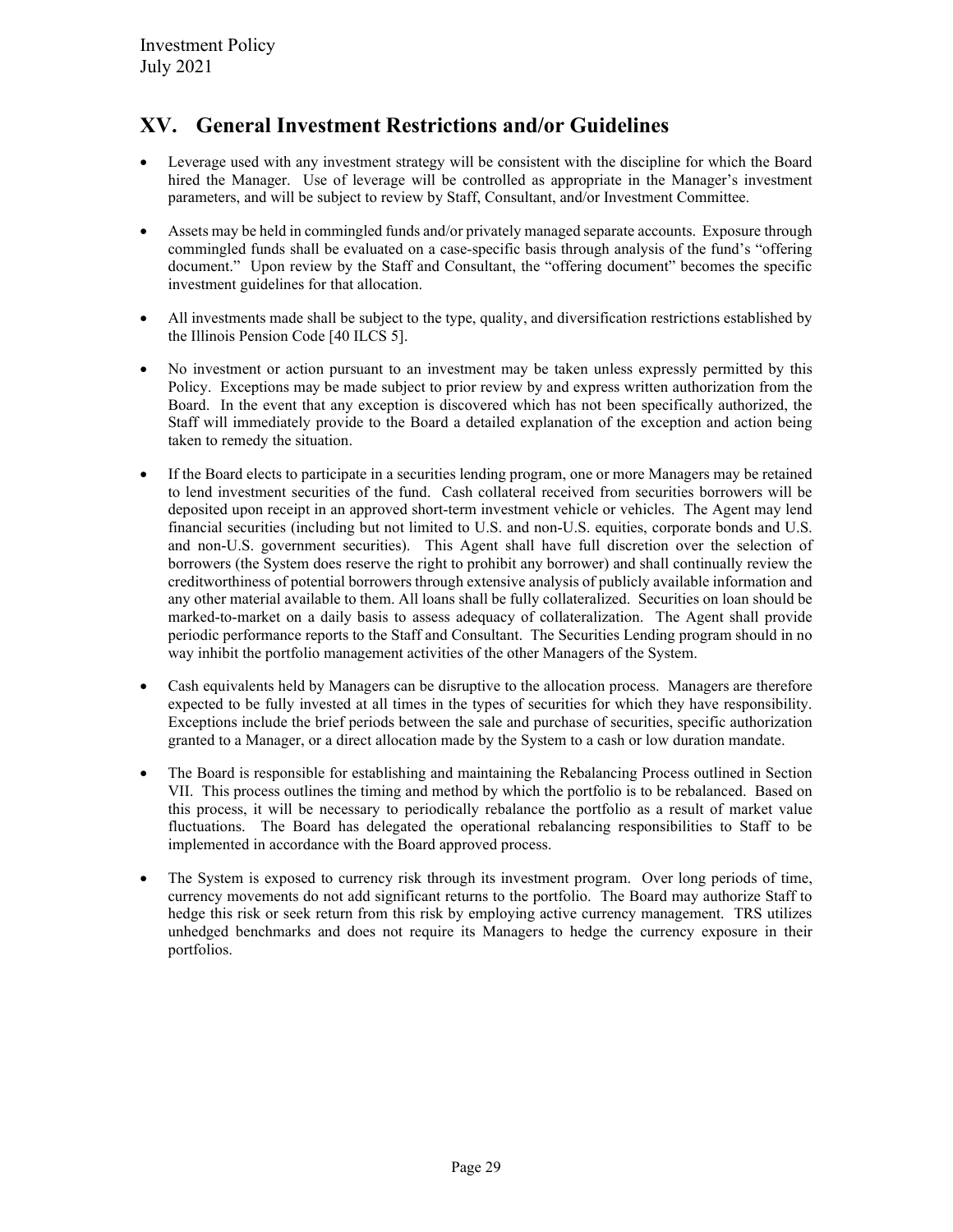## XV. General Investment Restrictions and/or Guidelines

- Leverage used with any investment strategy will be consistent with the discipline for which the Board hired the Manager. Use of leverage will be controlled as appropriate in the Manager's investment parameters, and will be subject to review by Staff, Consultant, and/or Investment Committee.

- Assets may be held in commingled funds and/or privately managed separate accounts. Exposure through commingled funds shall be evaluated on a case-specific basis through analysis of the fund's "offering document." Upon review by the Staff and Consultant, the "offering document" becomes the specific investment guidelines for that allocation.

- All investments made shall be subject to the type, quality, and diversification restrictions established by the Illinois Pension Code [40 ILCS 5].

- No investment or action pursuant to an investment may be taken unless expressly permitted by this Policy. Exceptions may be made subject to prior review by and express written authorization from the Board. In the event that any exception is discovered which has not been specifically authorized, the Staff will immediately provide to the Board a detailed explanation of the exception and action being taken to remedy the situation.

- If the Board elects to participate in a securities lending program, one or more Managers may be retained to lend investment securities of the fund. Cash collateral received from securities borrowers will be deposited upon receipt in an approved short-term investment vehicle or vehicles. The Agent may lend financial securities (including but not limited to U.S. and non-U.S. equities, corporate bonds and U.S. and non-U.S. government securities). This Agent shall have full discretion over the selection of borrowers (the System does reserve the right to prohibit any borrower) and shall continually review the creditworthiness of potential borrowers through extensive analysis of publicly available information and any other material available to them. All loans shall be fully collateralized. Securities on loan should be marked-to-market on a daily basis to assess adequacy of collateralization. The Agent shall provide periodic performance reports to the Staff and Consultant. The Securities Lending program should in no way inhibit the portfolio management activities of the other Managers of the System.

- Cash equivalents held by Managers can be disruptive to the allocation process. Managers are therefore expected to be fully invested at all times in the types of securities for which they have responsibility. Exceptions include the brief periods between the sale and purchase of securities, specific authorization granted to a Manager, or a direct allocation made by the System to a cash or low duration mandate.

- The Board is responsible for establishing and maintaining the Rebalancing Process outlined in Section VII. This process outlines the timing and method by which the portfolio is to be rebalanced. Based on this process, it will be necessary to periodically rebalance the portfolio as a result of market value fluctuations. The Board has delegated the operational rebalancing responsibilities to Staff to be implemented in accordance with the Board approved process.

- The System is exposed to currency risk through its investment program. Over long periods of time, currency movements do not add significant returns to the portfolio. The Board may authorize Staff to hedge this risk or seek return from this risk by employing active currency management. TRS utilizes unhedged benchmarks and does not require its Managers to hedge the currency exposure in their portfolios.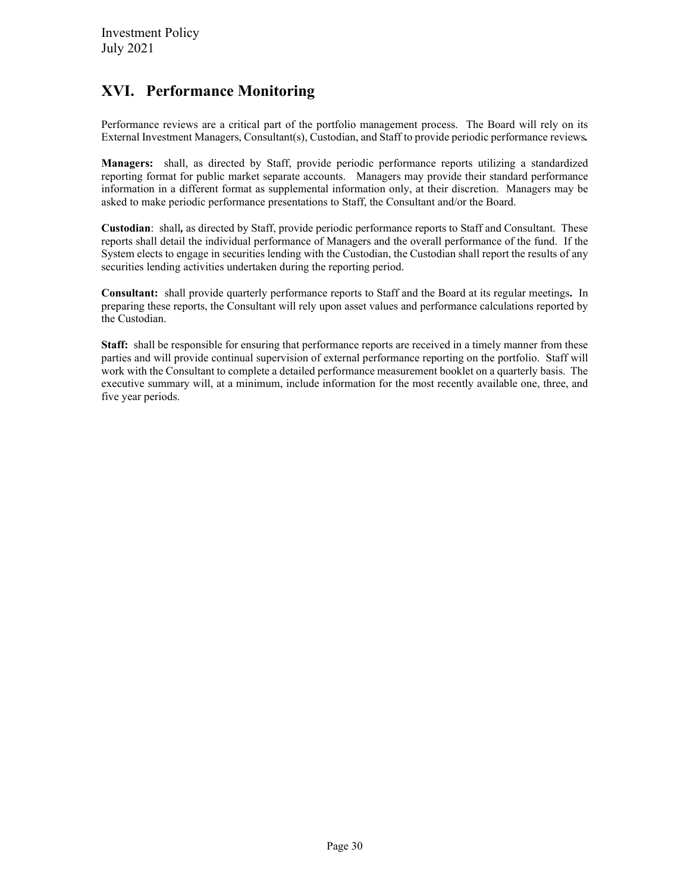## XVI. Performance Monitoring

Performance reviews are a critical part of the portfolio management process. The Board will rely on its External Investment Managers, Consultant(s), Custodian, and Staff to provide periodic performance reviews**.**

**Managers:** shall, as directed by Staff, provide periodic performance reports utilizing a standardized reporting format for public market separate accounts. Managers may provide their standard performance information in a different format as supplemental information only, at their discretion. Managers may be asked to make periodic performance presentations to Staff, the Consultant and/or the Board.

**Custodian**: shall**,** as directed by Staff, provide periodic performance reports to Staff and Consultant. These reports shall detail the individual performance of Managers and the overall performance of the fund. If the System elects to engage in securities lending with the Custodian, the Custodian shall report the results of any securities lending activities undertaken during the reporting period.

**Consultant:** shall provide quarterly performance reports to Staff and the Board at its regular meetings**.** In preparing these reports, the Consultant will rely upon asset values and performance calculations reported by the Custodian.

**Staff:** shall be responsible for ensuring that performance reports are received in a timely manner from these parties and will provide continual supervision of external performance reporting on the portfolio. Staff will work with the Consultant to complete a detailed performance measurement booklet on a quarterly basis. The executive summary will, at a minimum, include information for the most recently available one, three, and five year periods.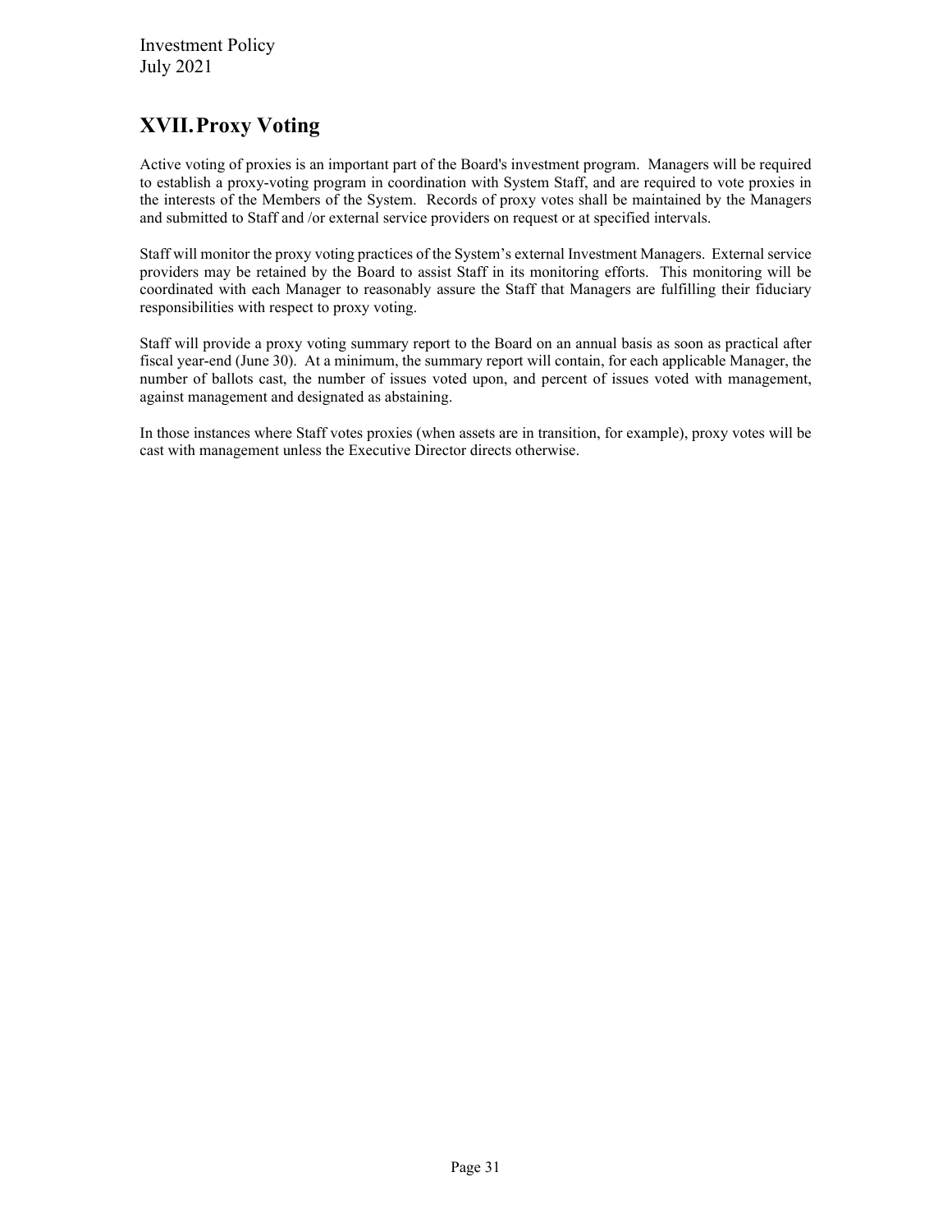# XVII. Proxy Voting

Active voting of proxies is an important part of the Board's investment program. Managers will be required to establish a proxy-voting program in coordination with System Staff, and are required to vote proxies in the interests of the Members of the System. Records of proxy votes shall be maintained by the Managers and submitted to Staff and /or external service providers on request or at specified intervals.

Staff will monitor the proxy voting practices of the System's external Investment Managers. External service providers may be retained by the Board to assist Staff in its monitoring efforts. This monitoring will be coordinated with each Manager to reasonably assure the Staff that Managers are fulfilling their fiduciary responsibilities with respect to proxy voting.

Staff will provide a proxy voting summary report to the Board on an annual basis as soon as practical after fiscal year-end (June 30). At a minimum, the summary report will contain, for each applicable Manager, the number of ballots cast, the number of issues voted upon, and percent of issues voted with management, against management and designated as abstaining.

In those instances where Staff votes proxies (when assets are in transition, for example), proxy votes will be cast with management unless the Executive Director directs otherwise.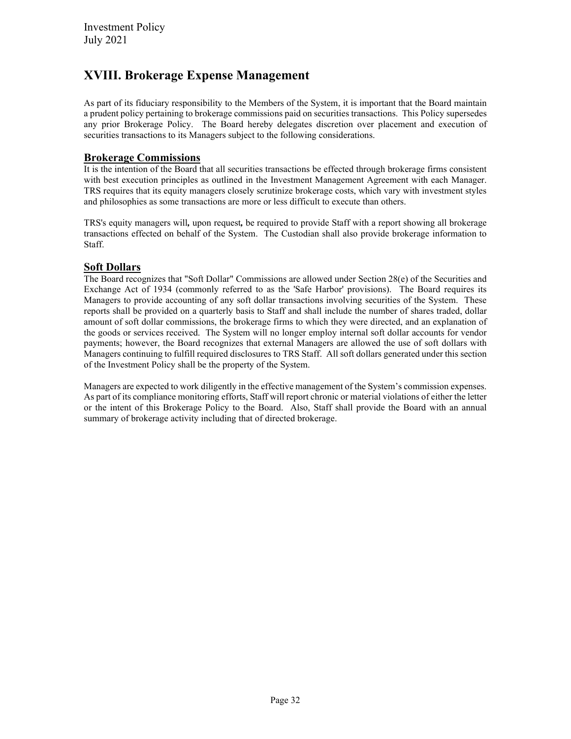# XVIII. Brokerage Expense Management

As part of its fiduciary responsibility to the Members of the System, it is important that the Board maintain a prudent policy pertaining to brokerage commissions paid on securities transactions. This Policy supersedes any prior Brokerage Policy. The Board hereby delegates discretion over placement and execution of securities transactions to its Managers subject to the following considerations.

## Brokerage Commissions

It is the intention of the Board that all securities transactions be effected through brokerage firms consistent with best execution principles as outlined in the Investment Management Agreement with each Manager. TRS requires that its equity managers closely scrutinize brokerage costs, which vary with investment styles and philosophies as some transactions are more or less difficult to execute than others.

TRS's equity managers will*,* upon request*,* be required to provide Staff with a report showing all brokerage transactions effected on behalf of the System. The Custodian shall also provide brokerage information to Staff.

## Soft Dollars

The Board recognizes that "Soft Dollar" Commissions are allowed under Section 28(e) of the Securities and Exchange Act of 1934 (commonly referred to as the 'Safe Harbor' provisions). The Board requires its Managers to provide accounting of any soft dollar transactions involving securities of the System. These reports shall be provided on a quarterly basis to Staff and shall include the number of shares traded, dollar amount of soft dollar commissions, the brokerage firms to which they were directed, and an explanation of the goods or services received. The System will no longer employ internal soft dollar accounts for vendor payments; however, the Board recognizes that external Managers are allowed the use of soft dollars with Managers continuing to fulfill required disclosures to TRS Staff. All soft dollars generated under this section of the Investment Policy shall be the property of the System.

Managers are expected to work diligently in the effective management of the System's commission expenses. As part of its compliance monitoring efforts, Staff will report chronic or material violations of either the letter or the intent of this Brokerage Policy to the Board. Also, Staff shall provide the Board with an annual summary of brokerage activity including that of directed brokerage.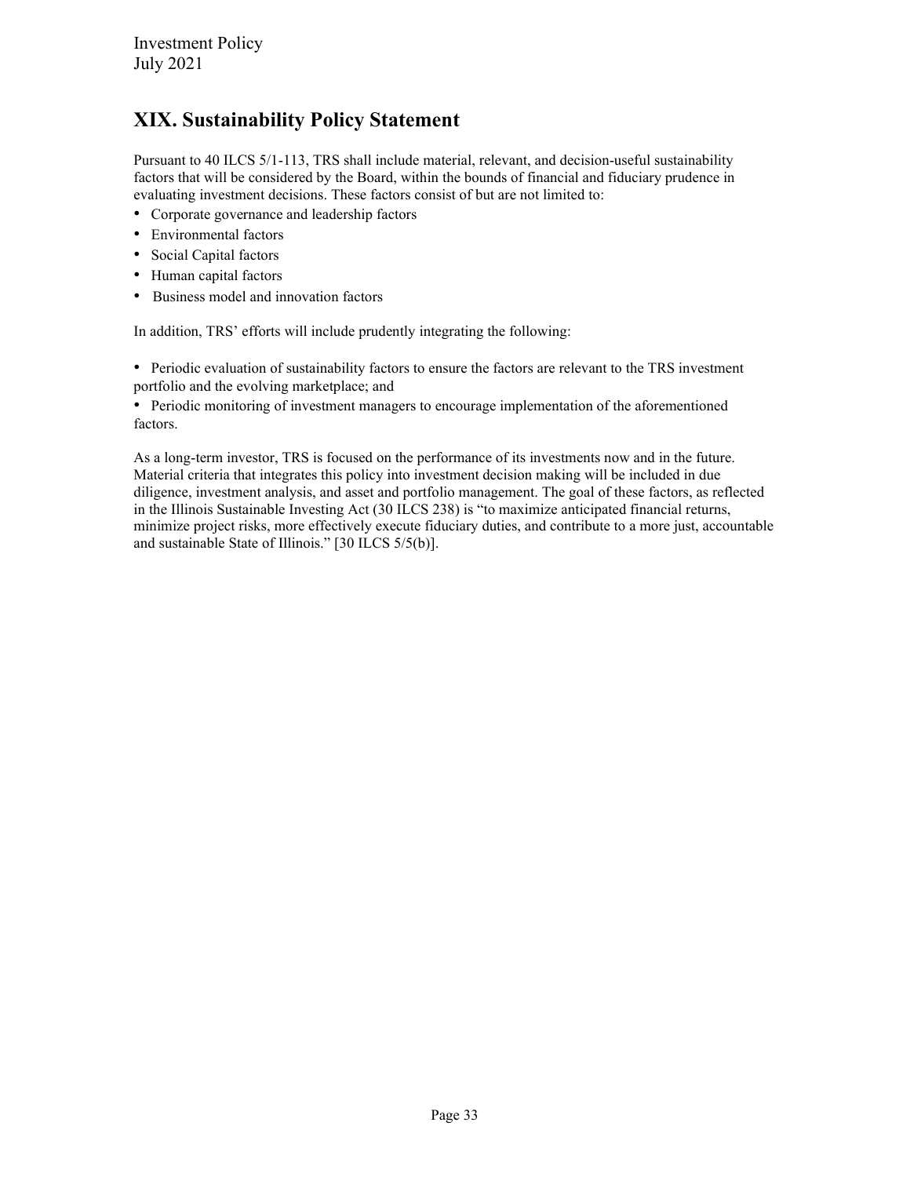## XIX. Sustainability Policy Statement

Pursuant to 40 ILCS 5/1-113, TRS shall include material, relevant, and decision-useful sustainability factors that will be considered by the Board, within the bounds of financial and fiduciary prudence in evaluating investment decisions. These factors consist of but are not limited to:

- Corporate governance and leadership factors
- Environmental factors
- Social Capital factors
- Human capital factors
- Business model and innovation factors

In addition, TRS' efforts will include prudently integrating the following:

- Periodic evaluation of sustainability factors to ensure the factors are relevant to the TRS investment portfolio and the evolving marketplace; and
- Periodic monitoring of investment managers to encourage implementation of the aforementioned factors.

As a long-term investor, TRS is focused on the performance of its investments now and in the future. Material criteria that integrates this policy into investment decision making will be included in due diligence, investment analysis, and asset and portfolio management. The goal of these factors, as reflected in the Illinois Sustainable Investing Act (30 ILCS 238) is "to maximize anticipated financial returns, minimize project risks, more effectively execute fiduciary duties, and contribute to a more just, accountable and sustainable State of Illinois." [30 ILCS 5/5(b)].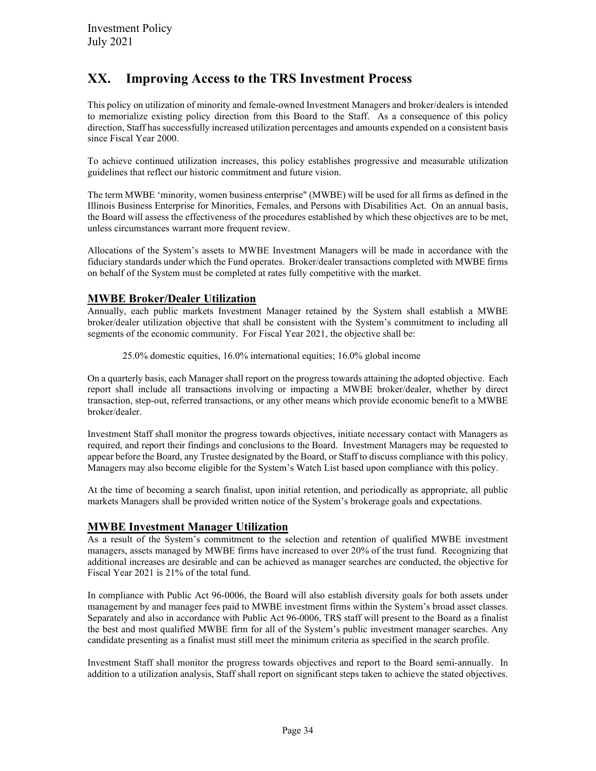## XX. Improving Access to the TRS Investment Process

This policy on utilization of minority and female-owned Investment Managers and broker/dealers is intended to memorialize existing policy direction from this Board to the Staff. As a consequence of this policy direction, Staff has successfully increased utilization percentages and amounts expended on a consistent basis since Fiscal Year 2000.

To achieve continued utilization increases, this policy establishes progressive and measurable utilization guidelines that reflect our historic commitment and future vision.

The term MWBE 'minority, women business enterprise" (MWBE) will be used for all firms as defined in the Illinois Business Enterprise for Minorities, Females, and Persons with Disabilities Act. On an annual basis, the Board will assess the effectiveness of the procedures established by which these objectives are to be met, unless circumstances warrant more frequent review.

Allocations of the System's assets to MWBE Investment Managers will be made in accordance with the fiduciary standards under which the Fund operates. Broker/dealer transactions completed with MWBE firms on behalf of the System must be completed at rates fully competitive with the market.

### MWBE Broker/Dealer Utilization

Annually, each public markets Investment Manager retained by the System shall establish a MWBE broker/dealer utilization objective that shall be consistent with the System's commitment to including all segments of the economic community. For Fiscal Year 2021, the objective shall be:

> 25.0% domestic equities, 16.0% international equities; 16.0% global income

On a quarterly basis, each Manager shall report on the progress towards attaining the adopted objective. Each report shall include all transactions involving or impacting a MWBE broker/dealer, whether by direct transaction, step-out, referred transactions, or any other means which provide economic benefit to a MWBE broker/dealer.

Investment Staff shall monitor the progress towards objectives, initiate necessary contact with Managers as required, and report their findings and conclusions to the Board. Investment Managers may be requested to appear before the Board, any Trustee designated by the Board, or Staff to discuss compliance with this policy. Managers may also become eligible for the System's Watch List based upon compliance with this policy.

At the time of becoming a search finalist, upon initial retention, and periodically as appropriate, all public markets Managers shall be provided written notice of the System's brokerage goals and expectations.

### MWBE Investment Manager Utilization

As a result of the System's commitment to the selection and retention of qualified MWBE investment managers, assets managed by MWBE firms have increased to over 20% of the trust fund. Recognizing that additional increases are desirable and can be achieved as manager searches are conducted, the objective for Fiscal Year 2021 is 21% of the total fund.

In compliance with Public Act 96-0006, the Board will also establish diversity goals for both assets under management by and manager fees paid to MWBE investment firms within the System's broad asset classes. Separately and also in accordance with Public Act 96-0006, TRS staff will present to the Board as a finalist the best and most qualified MWBE firm for all of the System's public investment manager searches. Any candidate presenting as a finalist must still meet the minimum criteria as specified in the search profile.

Investment Staff shall monitor the progress towards objectives and report to the Board semi-annually. In addition to a utilization analysis, Staff shall report on significant steps taken to achieve the stated objectives.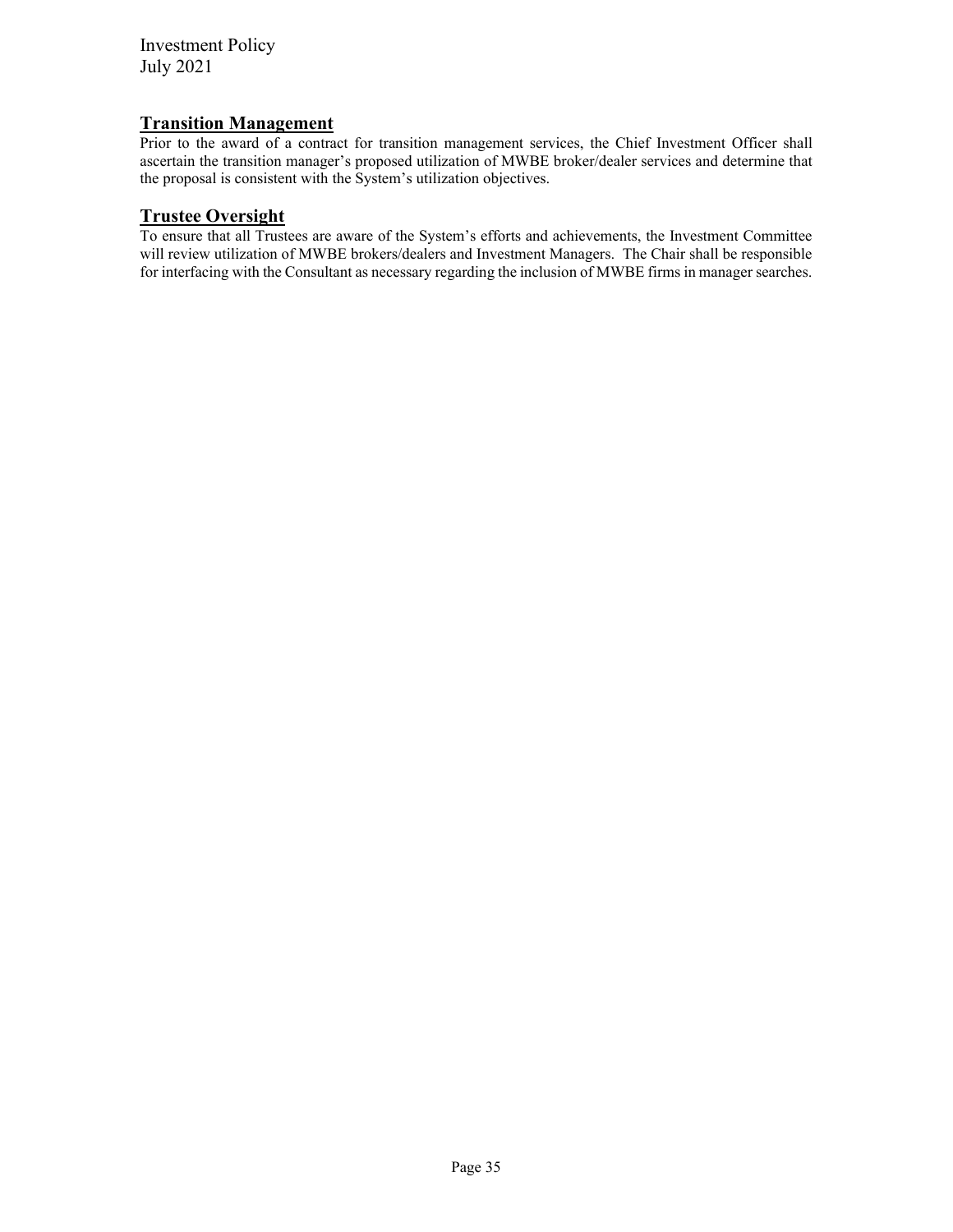## Transition Management

Prior to the award of a contract for transition management services, the Chief Investment Officer shall ascertain the transition manager's proposed utilization of MWBE broker/dealer services and determine that the proposal is consistent with the System's utilization objectives.

## Trustee Oversight

To ensure that all Trustees are aware of the System's efforts and achievements, the Investment Committee will review utilization of MWBE brokers/dealers and Investment Managers. The Chair shall be responsible for interfacing with the Consultant as necessary regarding the inclusion of MWBE firms in manager searches.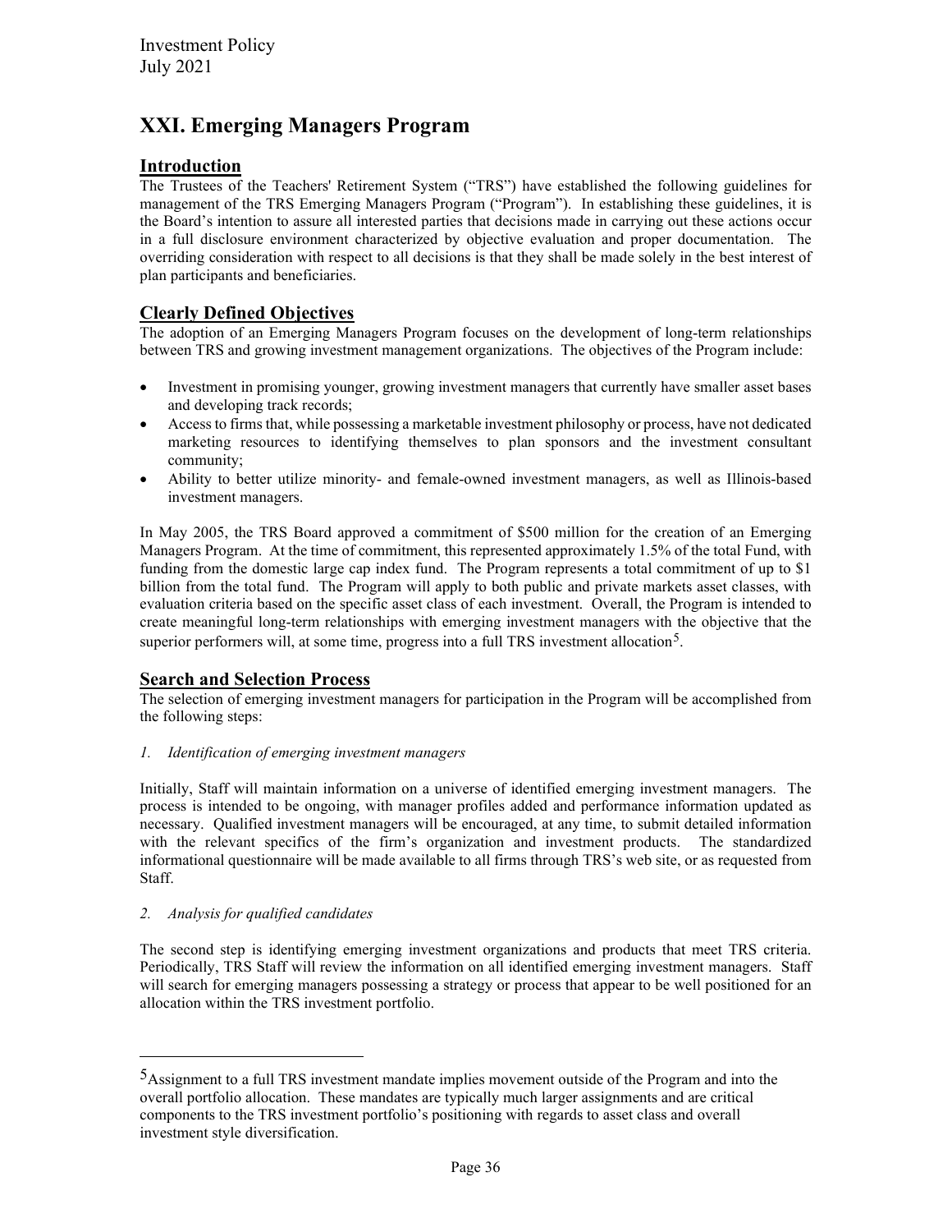# XXI. Emerging Managers Program

## Introduction

The Trustees of the Teachers' Retirement System ("TRS") have established the following guidelines for management of the TRS Emerging Managers Program ("Program"). In establishing these guidelines, it is the Board's intention to assure all interested parties that decisions made in carrying out these actions occur in a full disclosure environment characterized by objective evaluation and proper documentation. The overriding consideration with respect to all decisions is that they shall be made solely in the best interest of plan participants and beneficiaries.

## Clearly Defined Objectives

The adoption of an Emerging Managers Program focuses on the development of long-term relationships between TRS and growing investment management organizations. The objectives of the Program include:

- Investment in promising younger, growing investment managers that currently have smaller asset bases and developing track records;
- Access to firms that, while possessing a marketable investment philosophy or process, have not dedicated marketing resources to identifying themselves to plan sponsors and the investment consultant community;
- Ability to better utilize minority- and female-owned investment managers, as well as Illinois-based investment managers.

In May 2005, the TRS Board approved a commitment of $500 million for the creation of an Emerging Managers Program. At the time of commitment, this represented approximately 1.5% of the total Fund, with funding from the domestic large cap index fund. The Program represents a total commitment of up to $1 billion from the total fund. The Program will apply to both public and private markets asset classes, with evaluation criteria based on the specific asset class of each investment. Overall, the Program is intended to create meaningful long-term relationships with emerging investment managers with the objective that the superior performers will, at some time, progress into a full TRS investment allocation[5].

## Search and Selection Process

The selection of emerging investment managers for participation in the Program will be accomplished from the following steps:

*1. Identification of emerging investment managers*

Initially, Staff will maintain information on a universe of identified emerging investment managers. The process is intended to be ongoing, with manager profiles added and performance information updated as necessary. Qualified investment managers will be encouraged, at any time, to submit detailed information with the relevant specifics of the firm's organization and investment products. The standardized informational questionnaire will be made available to all firms through TRS's web site, or as requested from Staff.

*2. Analysis for qualified candidates*

The second step is identifying emerging investment organizations and products that meet TRS criteria. Periodically, TRS Staff will review the information on all identified emerging investment managers. Staff will search for emerging managers possessing a strategy or process that appear to be well positioned for an allocation within the TRS investment portfolio.

---

[5] Assignment to a full TRS investment mandate implies movement outside of the Program and into the overall portfolio allocation. These mandates are typically much larger assignments and are critical components to the TRS investment portfolio's positioning with regards to asset class and overall investment style diversification.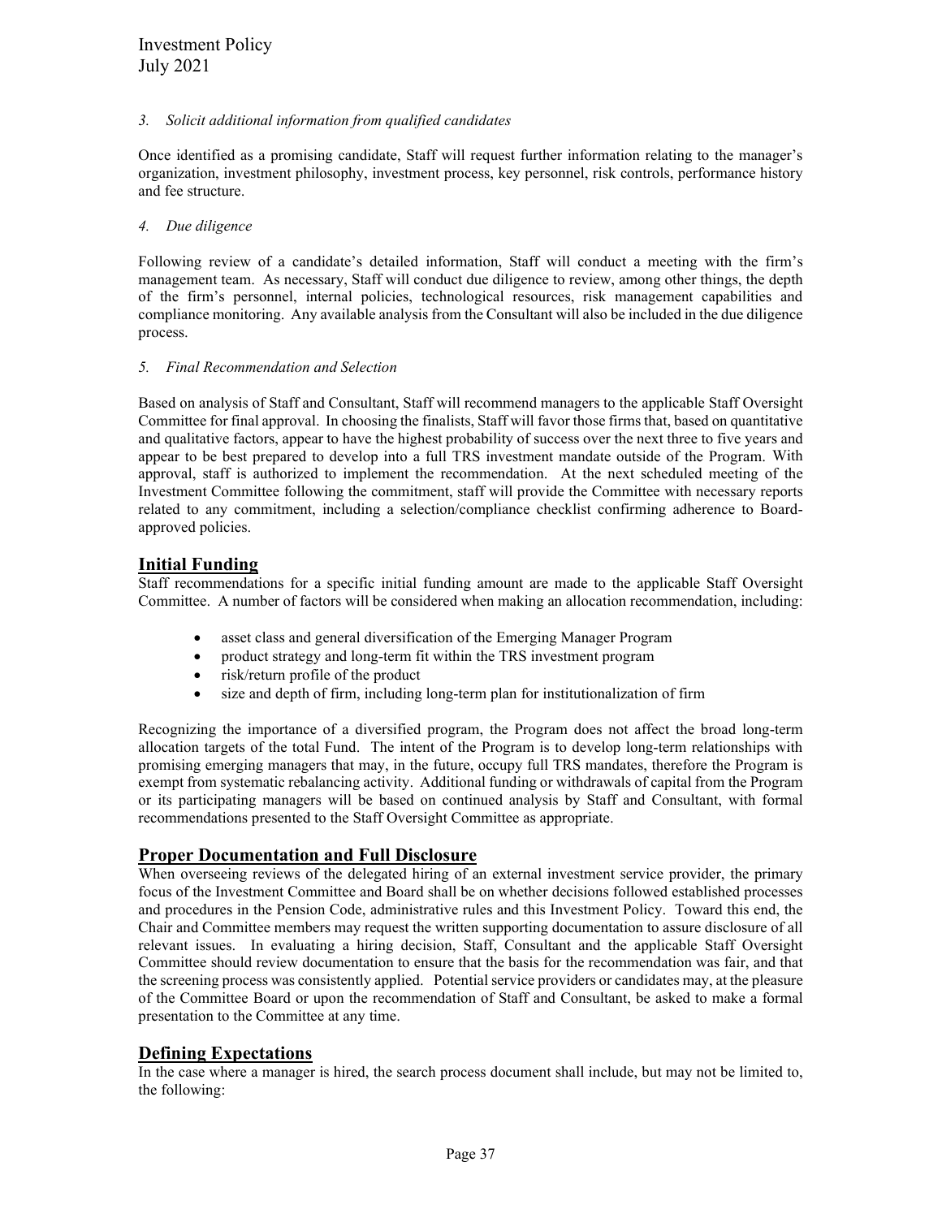*3. Solicit additional information from qualified candidates*

Once identified as a promising candidate, Staff will request further information relating to the manager's organization, investment philosophy, investment process, key personnel, risk controls, performance history and fee structure.

*4. Due diligence*

Following review of a candidate's detailed information, Staff will conduct a meeting with the firm's management team. As necessary, Staff will conduct due diligence to review, among other things, the depth of the firm's personnel, internal policies, technological resources, risk management capabilities and compliance monitoring. Any available analysis from the Consultant will also be included in the due diligence process.

*5. Final Recommendation and Selection*

Based on analysis of Staff and Consultant, Staff will recommend managers to the applicable Staff Oversight Committee for final approval. In choosing the finalists, Staff will favor those firms that, based on quantitative and qualitative factors, appear to have the highest probability of success over the next three to five years and appear to be best prepared to develop into a full TRS investment mandate outside of the Program. With approval, staff is authorized to implement the recommendation. At the next scheduled meeting of the Investment Committee following the commitment, staff will provide the Committee with necessary reports related to any commitment, including a selection/compliance checklist confirming adherence to Board-approved policies.

## Initial Funding

Staff recommendations for a specific initial funding amount are made to the applicable Staff Oversight Committee. A number of factors will be considered when making an allocation recommendation, including:

- asset class and general diversification of the Emerging Manager Program
- product strategy and long-term fit within the TRS investment program
- risk/return profile of the product
- size and depth of firm, including long-term plan for institutionalization of firm

Recognizing the importance of a diversified program, the Program does not affect the broad long-term allocation targets of the total Fund. The intent of the Program is to develop long-term relationships with promising emerging managers that may, in the future, occupy full TRS mandates, therefore the Program is exempt from systematic rebalancing activity. Additional funding or withdrawals of capital from the Program or its participating managers will be based on continued analysis by Staff and Consultant, with formal recommendations presented to the Staff Oversight Committee as appropriate.

## Proper Documentation and Full Disclosure

When overseeing reviews of the delegated hiring of an external investment service provider, the primary focus of the Investment Committee and Board shall be on whether decisions followed established processes and procedures in the Pension Code, administrative rules and this Investment Policy. Toward this end, the Chair and Committee members may request the written supporting documentation to assure disclosure of all relevant issues. In evaluating a hiring decision, Staff, Consultant and the applicable Staff Oversight Committee should review documentation to ensure that the basis for the recommendation was fair, and that the screening process was consistently applied. Potential service providers or candidates may, at the pleasure of the Committee Board or upon the recommendation of Staff and Consultant, be asked to make a formal presentation to the Committee at any time.

## Defining Expectations

In the case where a manager is hired, the search process document shall include, but may not be limited to, the following: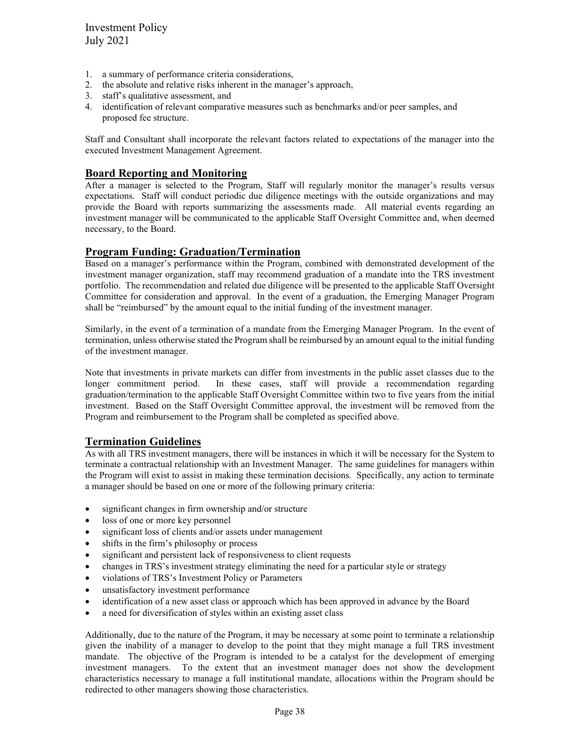1. a summary of performance criteria considerations,
2. the absolute and relative risks inherent in the manager's approach,
3. staff's qualitative assessment, and
4. identification of relevant comparative measures such as benchmarks and/or peer samples, and proposed fee structure.

Staff and Consultant shall incorporate the relevant factors related to expectations of the manager into the executed Investment Management Agreement.

## Board Reporting and Monitoring

After a manager is selected to the Program, Staff will regularly monitor the manager's results versus expectations. Staff will conduct periodic due diligence meetings with the outside organizations and may provide the Board with reports summarizing the assessments made. All material events regarding an investment manager will be communicated to the applicable Staff Oversight Committee and, when deemed necessary, to the Board.

## Program Funding: Graduation/Termination

Based on a manager's performance within the Program, combined with demonstrated development of the investment manager organization, staff may recommend graduation of a mandate into the TRS investment portfolio. The recommendation and related due diligence will be presented to the applicable Staff Oversight Committee for consideration and approval. In the event of a graduation, the Emerging Manager Program shall be "reimbursed" by the amount equal to the initial funding of the investment manager.

Similarly, in the event of a termination of a mandate from the Emerging Manager Program. In the event of termination, unless otherwise stated the Program shall be reimbursed by an amount equal to the initial funding of the investment manager.

Note that investments in private markets can differ from investments in the public asset classes due to the longer commitment period. In these cases, staff will provide a recommendation regarding graduation/termination to the applicable Staff Oversight Committee within two to five years from the initial investment. Based on the Staff Oversight Committee approval, the investment will be removed from the Program and reimbursement to the Program shall be completed as specified above.

## Termination Guidelines

As with all TRS investment managers, there will be instances in which it will be necessary for the System to terminate a contractual relationship with an Investment Manager. The same guidelines for managers within the Program will exist to assist in making these termination decisions. Specifically, any action to terminate a manager should be based on one or more of the following primary criteria:

- significant changes in firm ownership and/or structure
- loss of one or more key personnel
- significant loss of clients and/or assets under management
- shifts in the firm's philosophy or process
- significant and persistent lack of responsiveness to client requests
- changes in TRS's investment strategy eliminating the need for a particular style or strategy
- violations of TRS's Investment Policy or Parameters
- unsatisfactory investment performance
- identification of a new asset class or approach which has been approved in advance by the Board
- a need for diversification of styles within an existing asset class

Additionally, due to the nature of the Program, it may be necessary at some point to terminate a relationship given the inability of a manager to develop to the point that they might manage a full TRS investment mandate. The objective of the Program is intended to be a catalyst for the development of emerging investment managers. To the extent that an investment manager does not show the development characteristics necessary to manage a full institutional mandate, allocations within the Program should be redirected to other managers showing those characteristics.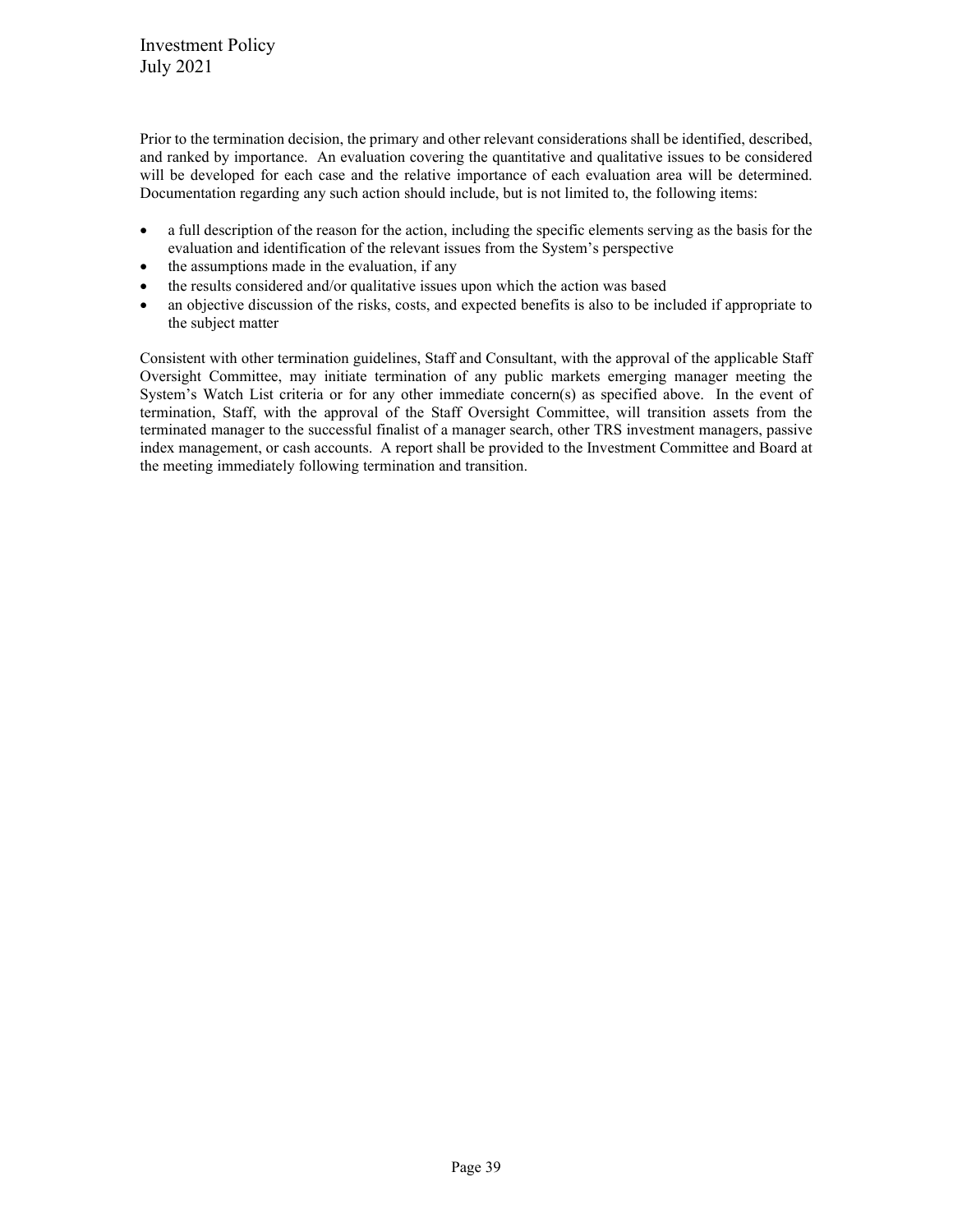Prior to the termination decision, the primary and other relevant considerations shall be identified, described, and ranked by importance. An evaluation covering the quantitative and qualitative issues to be considered will be developed for each case and the relative importance of each evaluation area will be determined. Documentation regarding any such action should include, but is not limited to, the following items:

- a full description of the reason for the action, including the specific elements serving as the basis for the evaluation and identification of the relevant issues from the System's perspective
- the assumptions made in the evaluation, if any
- the results considered and/or qualitative issues upon which the action was based
- an objective discussion of the risks, costs, and expected benefits is also to be included if appropriate to the subject matter

Consistent with other termination guidelines, Staff and Consultant, with the approval of the applicable Staff Oversight Committee, may initiate termination of any public markets emerging manager meeting the System's Watch List criteria or for any other immediate concern(s) as specified above. In the event of termination, Staff, with the approval of the Staff Oversight Committee, will transition assets from the terminated manager to the successful finalist of a manager search, other TRS investment managers, passive index management, or cash accounts. A report shall be provided to the Investment Committee and Board at the meeting immediately following termination and transition.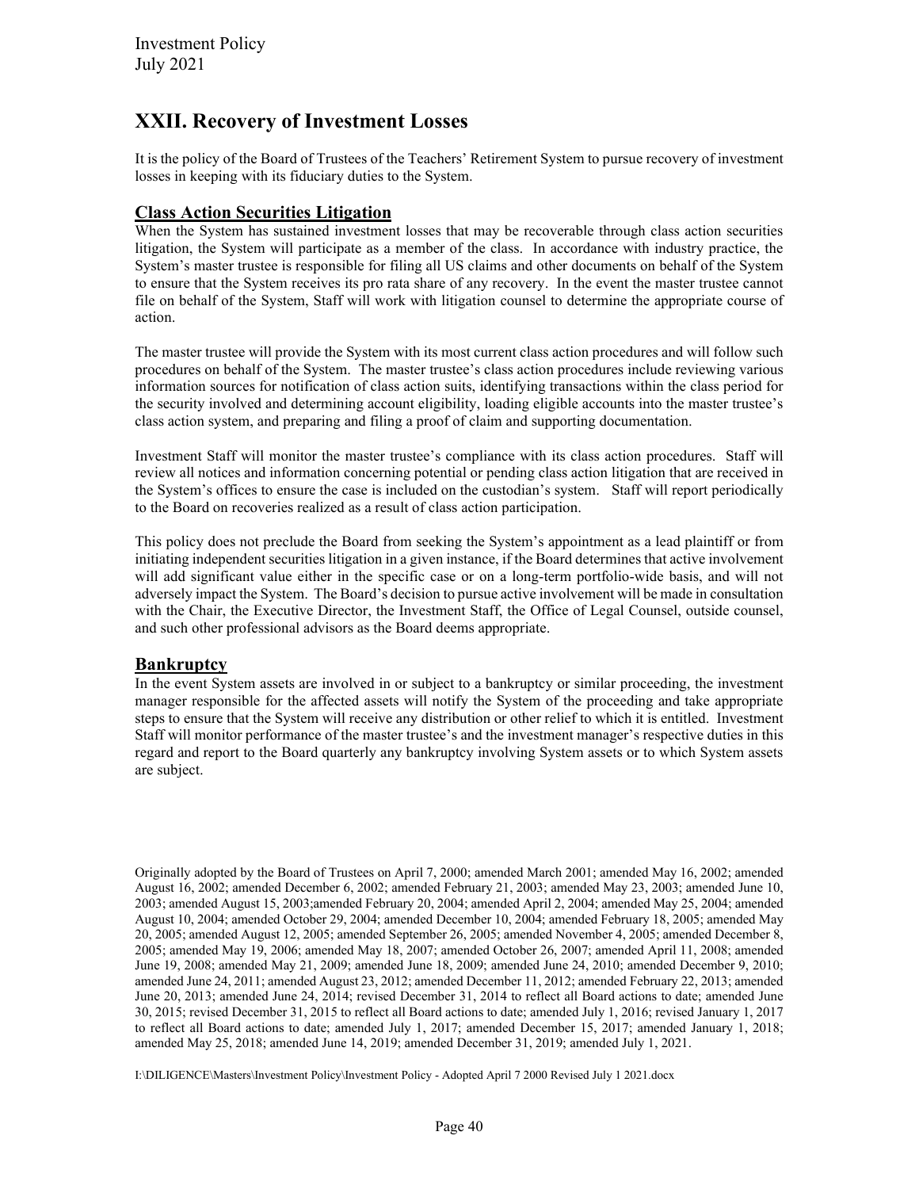## XXII. Recovery of Investment Losses

It is the policy of the Board of Trustees of the Teachers' Retirement System to pursue recovery of investment losses in keeping with its fiduciary duties to the System.

### Class Action Securities Litigation

When the System has sustained investment losses that may be recoverable through class action securities litigation, the System will participate as a member of the class. In accordance with industry practice, the System's master trustee is responsible for filing all US claims and other documents on behalf of the System to ensure that the System receives its pro rata share of any recovery. In the event the master trustee cannot file on behalf of the System, Staff will work with litigation counsel to determine the appropriate course of action.

The master trustee will provide the System with its most current class action procedures and will follow such procedures on behalf of the System. The master trustee's class action procedures include reviewing various information sources for notification of class action suits, identifying transactions within the class period for the security involved and determining account eligibility, loading eligible accounts into the master trustee's class action system, and preparing and filing a proof of claim and supporting documentation.

Investment Staff will monitor the master trustee's compliance with its class action procedures. Staff will review all notices and information concerning potential or pending class action litigation that are received in the System's offices to ensure the case is included on the custodian's system. Staff will report periodically to the Board on recoveries realized as a result of class action participation.

This policy does not preclude the Board from seeking the System's appointment as a lead plaintiff or from initiating independent securities litigation in a given instance, if the Board determines that active involvement will add significant value either in the specific case or on a long-term portfolio-wide basis, and will not adversely impact the System. The Board's decision to pursue active involvement will be made in consultation with the Chair, the Executive Director, the Investment Staff, the Office of Legal Counsel, outside counsel, and such other professional advisors as the Board deems appropriate.

### Bankruptcy

In the event System assets are involved in or subject to a bankruptcy or similar proceeding, the investment manager responsible for the affected assets will notify the System of the proceeding and take appropriate steps to ensure that the System will receive any distribution or other relief to which it is entitled. Investment Staff will monitor performance of the master trustee's and the investment manager's respective duties in this regard and report to the Board quarterly any bankruptcy involving System assets or to which System assets are subject.

Originally adopted by the Board of Trustees on April 7, 2000; amended March 2001; amended May 16, 2002; amended August 16, 2002; amended December 6, 2002; amended February 21, 2003; amended May 23, 2003; amended June 10, 2003; amended August 15, 2003;amended February 20, 2004; amended April 2, 2004; amended May 25, 2004; amended August 10, 2004; amended October 29, 2004; amended December 10, 2004; amended February 18, 2005; amended May 20, 2005; amended August 12, 2005; amended September 26, 2005; amended November 4, 2005; amended December 8, 2005; amended May 19, 2006; amended May 18, 2007; amended October 26, 2007; amended April 11, 2008; amended June 19, 2008; amended May 21, 2009; amended June 18, 2009; amended June 24, 2010; amended December 9, 2010; amended June 24, 2011; amended August 23, 2012; amended December 11, 2012; amended February 22, 2013; amended June 20, 2013; amended June 24, 2014; revised December 31, 2014 to reflect all Board actions to date; amended June 30, 2015; revised December 31, 2015 to reflect all Board actions to date; amended July 1, 2016; revised January 1, 2017 to reflect all Board actions to date; amended July 1, 2017; amended December 15, 2017; amended January 1, 2018; amended May 25, 2018; amended June 14, 2019; amended December 31, 2019; amended July 1, 2021.

I:\DILIGENCE\Masters\Investment Policy\Investment Policy - Adopted April 7 2000 Revised July 1 2021.docx